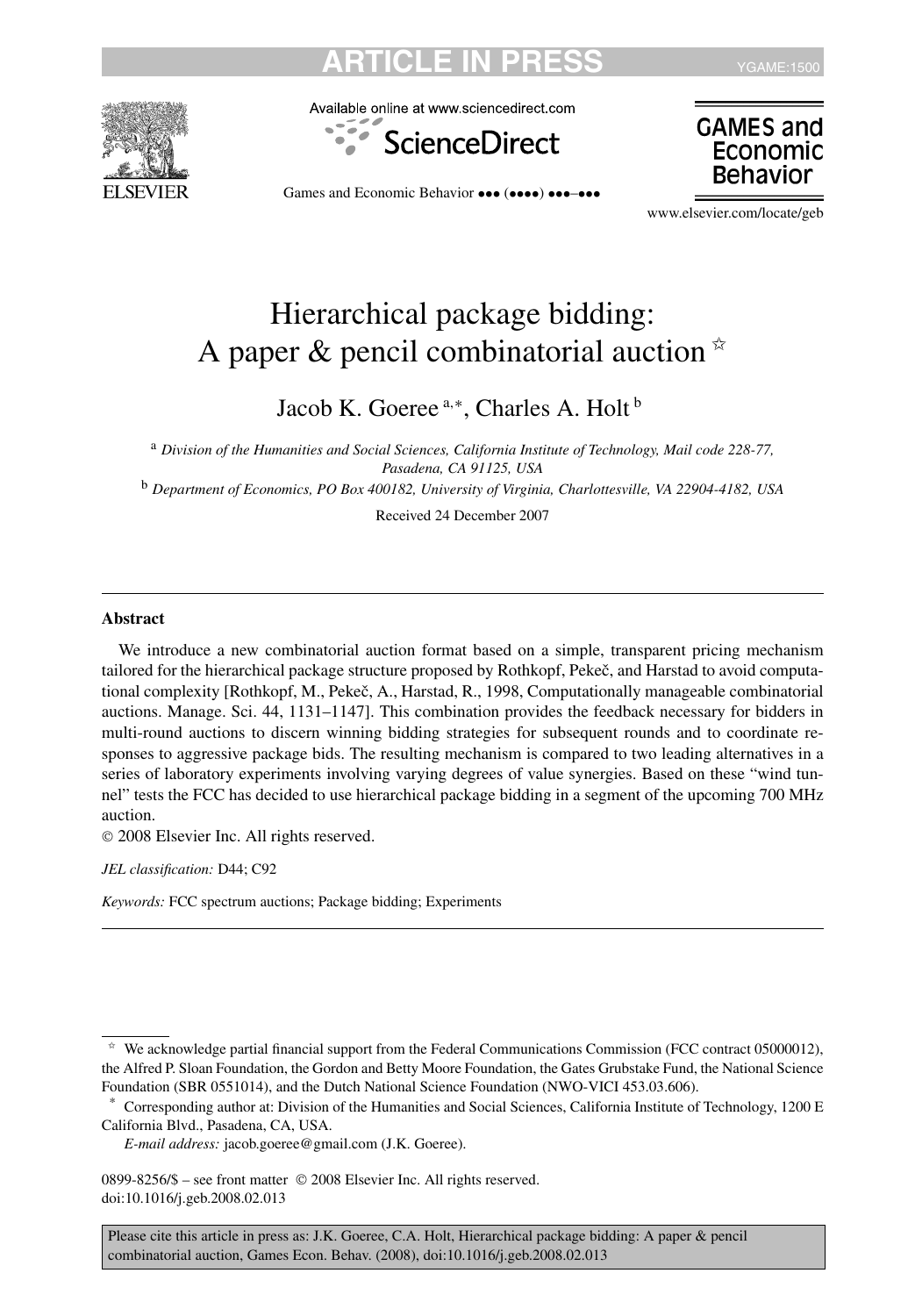# Hierarchical package bidding: A paper & pencil combinatorial auction ☆

Jacob K. Goeree [a,*], Charles A. Holt [b]

[a] *Division of the Humanities and Social Sciences, California Institute of Technology, Mail code 228-77, Pasadena, CA 91125, USA*

[b] *Department of Economics, PO Box 400182, University of Virginia, Charlottesville, VA 22904-4182, USA*

Received 24 December 2007

---

**Abstract**

We introduce a new combinatorial auction format based on a simple, transparent pricing mechanism tailored for the hierarchical package structure proposed by Rothkopf, Pekeč, and Harstad to avoid computational complexity [Rothkopf, M., Pekeč, A., Harstad, R., 1998, Computationally manageable combinatorial auctions. Manage. Sci. 44, 1131–1147]. This combination provides the feedback necessary for bidders in multi-round auctions to discern winning bidding strategies for subsequent rounds and to coordinate responses to aggressive package bids. The resulting mechanism is compared to two leading alternatives in a series of laboratory experiments involving varying degrees of value synergies. Based on these "wind tunnel" tests the FCC has decided to use hierarchical package bidding in a segment of the upcoming 700 MHz auction.

© 2008 Elsevier Inc. All rights reserved.

*JEL classification:* D44; C92

*Keywords:* FCC spectrum auctions; Package bidding; Experiments

---

☆ We acknowledge partial financial support from the Federal Communications Commission (FCC contract 05000012), the Alfred P. Sloan Foundation, the Gordon and Betty Moore Foundation, the Gates Grubstake Fund, the National Science Foundation (SBR 0551014), and the Dutch National Science Foundation (NWO-VICI 453.03.606).

\* Corresponding author at: Division of the Humanities and Social Sciences, California Institute of Technology, 1200 E California Blvd., Pasadena, CA, USA.

*E-mail address:* jacob.goeree@gmail.com (J.K. Goeree).

0899-8256/$ – see front matter © 2008 Elsevier Inc. All rights reserved.
doi:10.1016/j.geb.2008.02.013

Please cite this article in press as: J.K. Goeree, C.A. Holt, Hierarchical package bidding: A paper & pencil combinatorial auction, Games Econ. Behav. (2008), doi:10.1016/j.geb.2008.02.013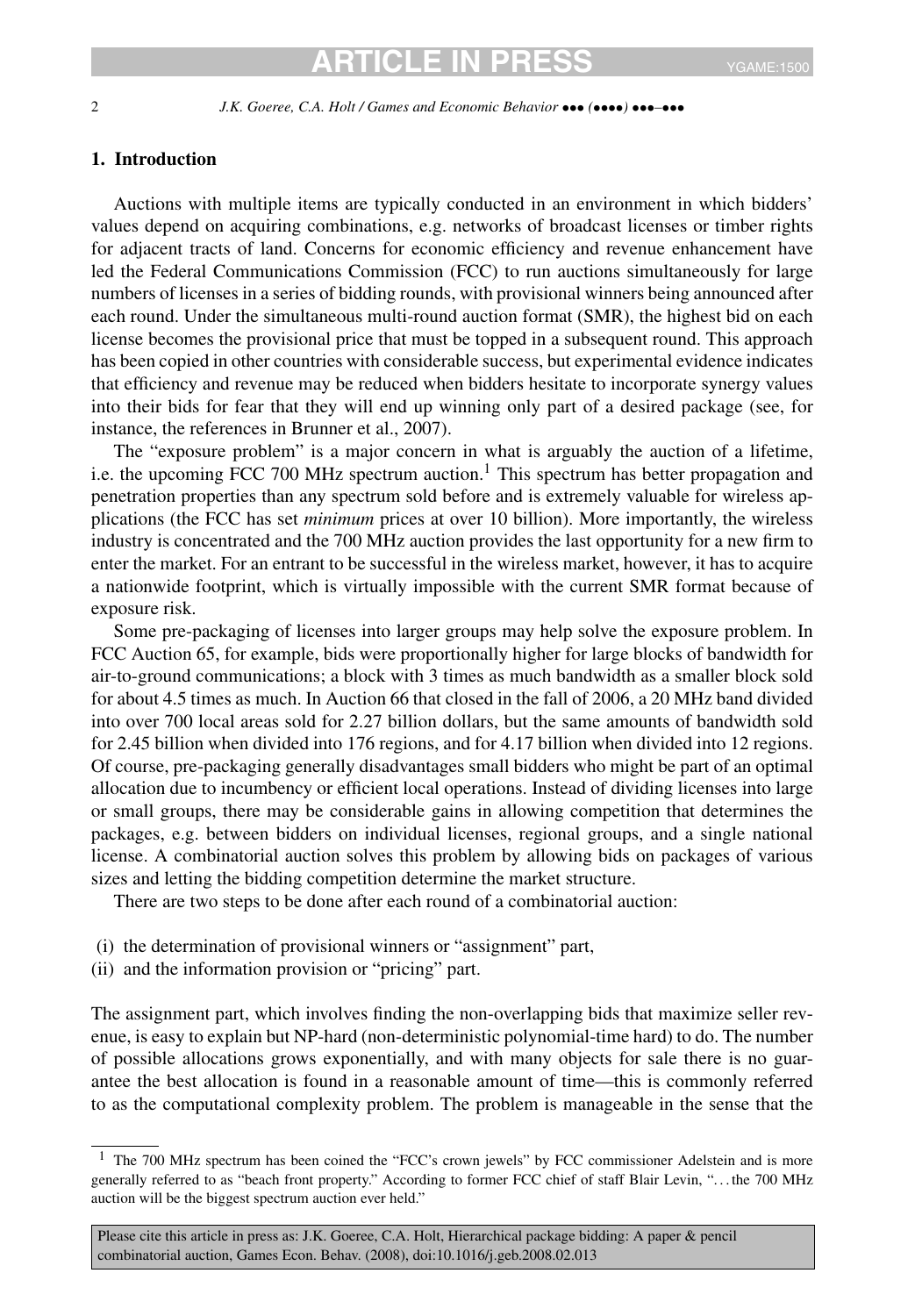## 1. Introduction

Auctions with multiple items are typically conducted in an environment in which bidders' values depend on acquiring combinations, e.g. networks of broadcast licenses or timber rights for adjacent tracts of land. Concerns for economic efficiency and revenue enhancement have led the Federal Communications Commission (FCC) to run auctions simultaneously for large numbers of licenses in a series of bidding rounds, with provisional winners being announced after each round. Under the simultaneous multi-round auction format (SMR), the highest bid on each license becomes the provisional price that must be topped in a subsequent round. This approach has been copied in other countries with considerable success, but experimental evidence indicates that efficiency and revenue may be reduced when bidders hesitate to incorporate synergy values into their bids for fear that they will end up winning only part of a desired package (see, for instance, the references in Brunner et al., 2007).

The "exposure problem" is a major concern in what is arguably the auction of a lifetime, i.e. the upcoming FCC 700 MHz spectrum auction.[1] This spectrum has better propagation and penetration properties than any spectrum sold before and is extremely valuable for wireless applications (the FCC has set *minimum* prices at over 10 billion). More importantly, the wireless industry is concentrated and the 700 MHz auction provides the last opportunity for a new firm to enter the market. For an entrant to be successful in the wireless market, however, it has to acquire a nationwide footprint, which is virtually impossible with the current SMR format because of exposure risk.

Some pre-packaging of licenses into larger groups may help solve the exposure problem. In FCC Auction 65, for example, bids were proportionally higher for large blocks of bandwidth for air-to-ground communications; a block with 3 times as much bandwidth as a smaller block sold for about 4.5 times as much. In Auction 66 that closed in the fall of 2006, a 20 MHz band divided into over 700 local areas sold for 2.27 billion dollars, but the same amounts of bandwidth sold for 2.45 billion when divided into 176 regions, and for 4.17 billion when divided into 12 regions. Of course, pre-packaging generally disadvantages small bidders who might be part of an optimal allocation due to incumbency or efficient local operations. Instead of dividing licenses into large or small groups, there may be considerable gains in allowing competition that determines the packages, e.g. between bidders on individual licenses, regional groups, and a single national license. A combinatorial auction solves this problem by allowing bids on packages of various sizes and letting the bidding competition determine the market structure.

There are two steps to be done after each round of a combinatorial auction:

(i) the determination of provisional winners or "assignment" part,
(ii) and the information provision or "pricing" part.

The assignment part, which involves finding the non-overlapping bids that maximize seller revenue, is easy to explain but NP-hard (non-deterministic polynomial-time hard) to do. The number of possible allocations grows exponentially, and with many objects for sale there is no guarantee the best allocation is found in a reasonable amount of time—this is commonly referred to as the computational complexity problem. The problem is manageable in the sense that the

[1] The 700 MHz spectrum has been coined the "FCC's crown jewels" by FCC commissioner Adelstein and is more generally referred to as "beach front property." According to former FCC chief of staff Blair Levin, "...the 700 MHz auction will be the biggest spectrum auction ever held."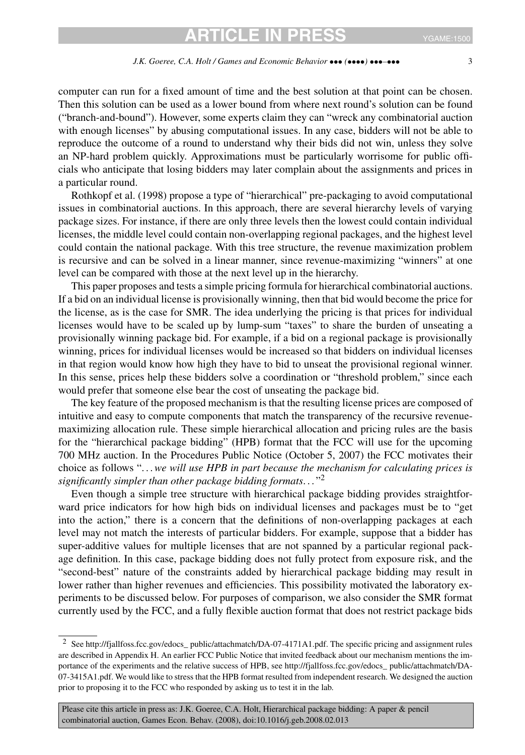computer can run for a fixed amount of time and the best solution at that point can be chosen. Then this solution can be used as a lower bound from where next round's solution can be found ("branch-and-bound"). However, some experts claim they can "wreck any combinatorial auction with enough licenses" by abusing computational issues. In any case, bidders will not be able to reproduce the outcome of a round to understand why their bids did not win, unless they solve an NP-hard problem quickly. Approximations must be particularly worrisome for public officials who anticipate that losing bidders may later complain about the assignments and prices in a particular round.

Rothkopf et al. (1998) propose a type of "hierarchical" pre-packaging to avoid computational issues in combinatorial auctions. In this approach, there are several hierarchy levels of varying package sizes. For instance, if there are only three levels then the lowest could contain individual licenses, the middle level could contain non-overlapping regional packages, and the highest level could contain the national package. With this tree structure, the revenue maximization problem is recursive and can be solved in a linear manner, since revenue-maximizing "winners" at one level can be compared with those at the next level up in the hierarchy.

This paper proposes and tests a simple pricing formula for hierarchical combinatorial auctions. If a bid on an individual license is provisionally winning, then that bid would become the price for the license, as is the case for SMR. The idea underlying the pricing is that prices for individual licenses would have to be scaled up by lump-sum "taxes" to share the burden of unseating a provisionally winning package bid. For example, if a bid on a regional package is provisionally winning, prices for individual licenses would be increased so that bidders on individual licenses in that region would know how high they have to bid to unseat the provisional regional winner. In this sense, prices help these bidders solve a coordination or "threshold problem," since each would prefer that someone else bear the cost of unseating the package bid.

The key feature of the proposed mechanism is that the resulting license prices are composed of intuitive and easy to compute components that match the transparency of the recursive revenue-maximizing allocation rule. These simple hierarchical allocation and pricing rules are the basis for the "hierarchical package bidding" (HPB) format that the FCC will use for the upcoming 700 MHz auction. In the Procedures Public Notice (October 5, 2007) the FCC motivates their choice as follows "*…we will use HPB in part because the mechanism for calculating prices is significantly simpler than other package bidding formats…*"[2]

Even though a simple tree structure with hierarchical package bidding provides straightforward price indicators for how high bids on individual licenses and packages must be to "get into the action," there is a concern that the definitions of non-overlapping packages at each level may not match the interests of particular bidders. For example, suppose that a bidder has super-additive values for multiple licenses that are not spanned by a particular regional package definition. In this case, package bidding does not fully protect from exposure risk, and the "second-best" nature of the constraints added by hierarchical package bidding may result in lower rather than higher revenues and efficiencies. This possibility motivated the laboratory experiments to be discussed below. For purposes of comparison, we also consider the SMR format currently used by the FCC, and a fully flexible auction format that does not restrict package bids

---

[2] See http://fjallfoss.fcc.gov/edocs_ public/attachmatch/DA-07-4171A1.pdf. The specific pricing and assignment rules are described in Appendix H. An earlier FCC Public Notice that invited feedback about our mechanism mentions the importance of the experiments and the relative success of HPB, see http://fjallfoss.fcc.gov/edocs_ public/attachmatch/DA-07-3415A1.pdf. We would like to stress that the HPB format resulted from independent research. We designed the auction prior to proposing it to the FCC who responded by asking us to test it in the lab.

Please cite this article in press as: J.K. Goeree, C.A. Holt, Hierarchical package bidding: A paper & pencil combinatorial auction, Games Econ. Behav. (2008), doi:10.1016/j.geb.2008.02.013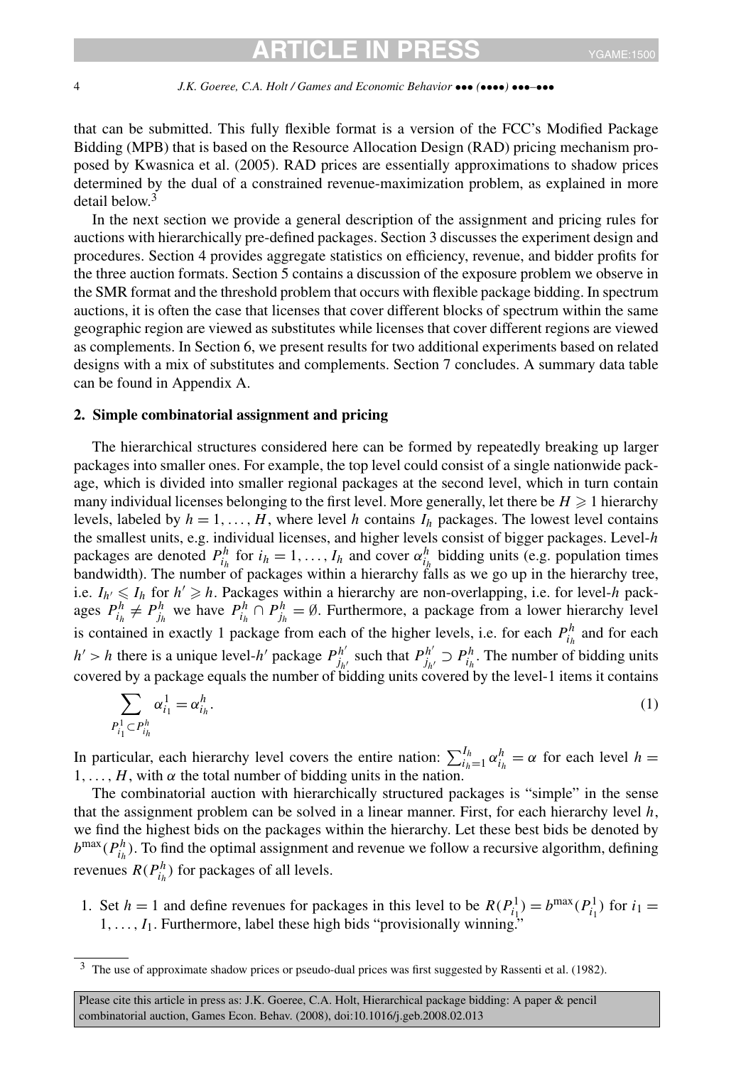that can be submitted. This fully flexible format is a version of the FCC's Modified Package Bidding (MPB) that is based on the Resource Allocation Design (RAD) pricing mechanism proposed by Kwasnica et al. (2005). RAD prices are essentially approximations to shadow prices determined by the dual of a constrained revenue-maximization problem, as explained in more detail below.[3]

In the next section we provide a general description of the assignment and pricing rules for auctions with hierarchically pre-defined packages. Section 3 discusses the experiment design and procedures. Section 4 provides aggregate statistics on efficiency, revenue, and bidder profits for the three auction formats. Section 5 contains a discussion of the exposure problem we observe in the SMR format and the threshold problem that occurs with flexible package bidding. In spectrum auctions, it is often the case that licenses that cover different blocks of spectrum within the same geographic region are viewed as substitutes while licenses that cover different regions are viewed as complements. In Section 6, we present results for two additional experiments based on related designs with a mix of substitutes and complements. Section 7 concludes. A summary data table can be found in Appendix A.

## 2. Simple combinatorial assignment and pricing

The hierarchical structures considered here can be formed by repeatedly breaking up larger packages into smaller ones. For example, the top level could consist of a single nationwide package, which is divided into smaller regional packages at the second level, which in turn contain many individual licenses belonging to the first level. More generally, let there be $H \geqslant 1$ hierarchy levels, labeled by $h = 1, \ldots, H$, where level $h$ contains $I_h$ packages. The lowest level contains the smallest units, e.g. individual licenses, and higher levels consist of bigger packages. Level-$h$ packages are denoted $P^h_{i_h}$ for $i_h = 1, \ldots, I_h$ and cover $\alpha^h_{i_h}$ bidding units (e.g. population times bandwidth). The number of packages within a hierarchy falls as we go up in the hierarchy tree, i.e. $I_{h'} \leqslant I_h$ for $h' \geqslant h$. Packages within a hierarchy are non-overlapping, i.e. for level-$h$ packages $P^h_{i_h} \neq P^h_{j_h}$ we have $P^h_{i_h} \cap P^h_{j_h} = \emptyset$. Furthermore, a package from a lower hierarchy level is contained in exactly 1 package from each of the higher levels, i.e. for each $P^h_{i_h}$ and for each $h' > h$ there is a unique level-$h'$ package $P^{h'}_{j_{h'}}$ such that $P^{h'}_{j_{h'}} \supset P^h_{i_h}$. The number of bidding units covered by a package equals the number of bidding units covered by the level-1 items it contains

$$\sum_{P^1_{i_1} \subset P^h_{i_h}} \alpha^1_{i_1} = \alpha^h_{i_h}. \tag{1}$$

In particular, each hierarchy level covers the entire nation: $\sum_{i_h=1}^{I_h} \alpha^h_{i_h} = \alpha$ for each level $h = 1, \ldots, H$, with $\alpha$ the total number of bidding units in the nation.

The combinatorial auction with hierarchically structured packages is "simple" in the sense that the assignment problem can be solved in a linear manner. First, for each hierarchy level $h$, we find the highest bids on the packages within the hierarchy. Let these best bids be denoted by $b^{\max}(P^h_{i_h})$. To find the optimal assignment and revenue we follow a recursive algorithm, defining revenues $R(P^h_{i_h})$ for packages of all levels.

1. Set $h = 1$ and define revenues for packages in this level to be $R(P^1_{i_1}) = b^{\max}(P^1_{i_1})$ for $i_1 = 1, \ldots, I_1$. Furthermore, label these high bids "provisionally winning."

[3] The use of approximate shadow prices or pseudo-dual prices was first suggested by Rassenti et al. (1982).

Please cite this article in press as: J.K. Goeree, C.A. Holt, Hierarchical package bidding: A paper & pencil combinatorial auction, Games Econ. Behav. (2008), doi:10.1016/j.geb.2008.02.013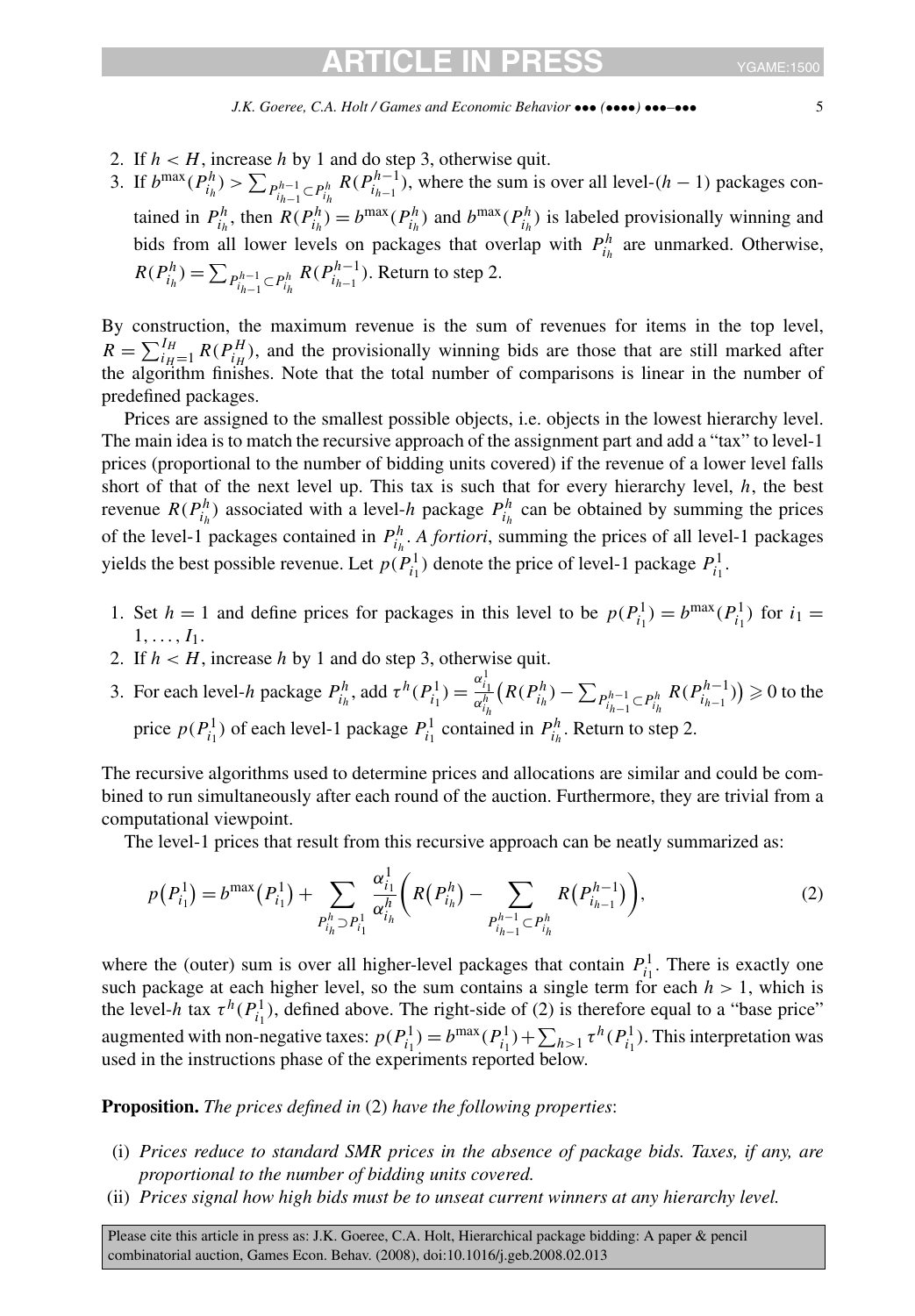2. If $h < H$, increase $h$ by 1 and do step 3, otherwise quit.
3. If $b^{\max}(P^h_{i_h}) > \sum_{P^{h-1}_{i_{h-1}} \subset P^h_{i_h}} R(P^{h-1}_{i_{h-1}})$, where the sum is over all level-$(h-1)$ packages contained in $P^h_{i_h}$, then $R(P^h_{i_h}) = b^{\max}(P^h_{i_h})$ and $b^{\max}(P^h_{i_h})$ is labeled provisionally winning and bids from all lower levels on packages that overlap with $P^h_{i_h}$ are unmarked. Otherwise, $R(P^h_{i_h}) = \sum_{P^{h-1}_{i_{h-1}} \subset P^h_{i_h}} R(P^{h-1}_{i_{h-1}})$. Return to step 2.

By construction, the maximum revenue is the sum of revenues for items in the top level, $R = \sum_{i_H=1}^{I_H} R(P^H_{i_H})$, and the provisionally winning bids are those that are still marked after the algorithm finishes. Note that the total number of comparisons is linear in the number of predefined packages.

Prices are assigned to the smallest possible objects, i.e. objects in the lowest hierarchy level. The main idea is to match the recursive approach of the assignment part and add a "tax" to level-1 prices (proportional to the number of bidding units covered) if the revenue of a lower level falls short of that of the next level up. This tax is such that for every hierarchy level, $h$, the best revenue $R(P^h_{i_h})$ associated with a level-$h$ package $P^h_{i_h}$ can be obtained by summing the prices of the level-1 packages contained in $P^h_{i_h}$. *A fortiori*, summing the prices of all level-1 packages yields the best possible revenue. Let $p(P^1_{i_1})$ denote the price of level-1 package $P^1_{i_1}$.

1. Set $h = 1$ and define prices for packages in this level to be $p(P^1_{i_1}) = b^{\max}(P^1_{i_1})$ for $i_1 = 1, \ldots, I_1$.
2. If $h < H$, increase $h$ by 1 and do step 3, otherwise quit.
3. For each level-$h$ package $P^h_{i_h}$, add $\tau^h(P^1_{i_1}) = \frac{\alpha^1_{i_1}}{\alpha^h_{i_h}}\big(R(P^h_{i_h}) - \sum_{P^{h-1}_{i_{h-1}} \subset P^h_{i_h}} R(P^{h-1}_{i_{h-1}})\big) \geqslant 0$ to the price $p(P^1_{i_1})$ of each level-1 package $P^1_{i_1}$ contained in $P^h_{i_h}$. Return to step 2.

The recursive algorithms used to determine prices and allocations are similar and could be combined to run simultaneously after each round of the auction. Furthermore, they are trivial from a computational viewpoint.

The level-1 prices that result from this recursive approach can be neatly summarized as:

$$p\big(P^1_{i_1}\big) = b^{\max}\big(P^1_{i_1}\big) + \sum_{P^h_{i_h} \supset P^1_{i_1}} \frac{\alpha^1_{i_1}}{\alpha^h_{i_h}} \left( R\big(P^h_{i_h}\big) - \sum_{P^{h-1}_{i_{h-1}} \subset P^h_{i_h}} R\big(P^{h-1}_{i_{h-1}}\big) \right), \tag{2}$$

where the (outer) sum is over all higher-level packages that contain $P^1_{i_1}$. There is exactly one such package at each higher level, so the sum contains a single term for each $h > 1$, which is the level-$h$ tax $\tau^h(P^1_{i_1})$, defined above. The right-side of (2) is therefore equal to a "base price" augmented with non-negative taxes: $p(P^1_{i_1}) = b^{\max}(P^1_{i_1}) + \sum_{h>1} \tau^h(P^1_{i_1})$. This interpretation was used in the instructions phase of the experiments reported below.

**Proposition.** *The prices defined in* (2) *have the following properties*:

(i) *Prices reduce to standard SMR prices in the absence of package bids. Taxes, if any, are proportional to the number of bidding units covered.*
(ii) *Prices signal how high bids must be to unseat current winners at any hierarchy level.*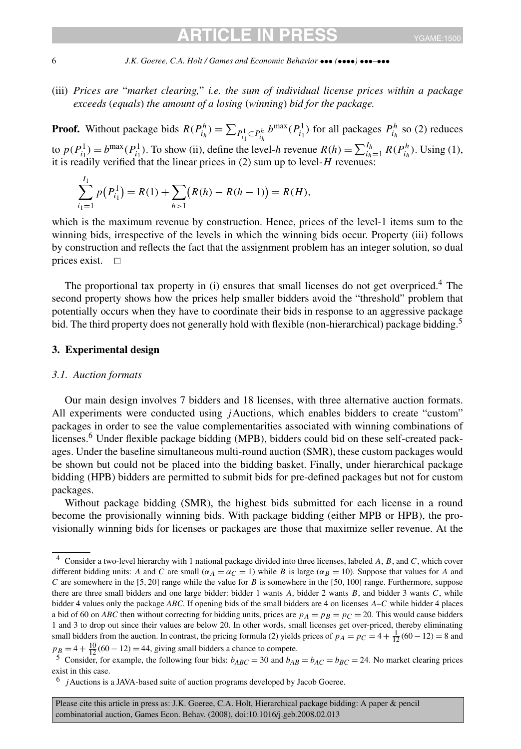(iii) *Prices are "market clearing," i.e. the sum of individual license prices within a package exceeds (equals) the amount of a losing (winning) bid for the package.*

**Proof.** Without package bids $R(P^h_{i_h}) = \sum_{P^1_{i_1} \subset P^h_{i_h}} b^{\max}(P^1_{i_1})$ for all packages $P^h_{i_h}$ so (2) reduces to $p(P^1_{i_1}) = b^{\max}(P^1_{i_1})$. To show (ii), define the level-$h$ revenue $R(h) = \sum_{i_h=1}^{I_h} R(P^h_{i_h})$. Using (1), it is readily verified that the linear prices in (2) sum up to level-$H$ revenues:

$$\sum_{i_1=1}^{I_1} p(P^1_{i_1}) = R(1) + \sum_{h>1} \big(R(h) - R(h-1)\big) = R(H),$$

which is the maximum revenue by construction. Hence, prices of the level-1 items sum to the winning bids, irrespective of the levels in which the winning bids occur. Property (iii) follows by construction and reflects the fact that the assignment problem has an integer solution, so dual prices exist. □

The proportional tax property in (i) ensures that small licenses do not get overpriced.[4] The second property shows how the prices help smaller bidders avoid the "threshold" problem that potentially occurs when they have to coordinate their bids in response to an aggressive package bid. The third property does not generally hold with flexible (non-hierarchical) package bidding.[5]

## 3. Experimental design

### 3.1. Auction formats

Our main design involves 7 bidders and 18 licenses, with three alternative auction formats. All experiments were conducted using *j*Auctions, which enables bidders to create "custom" packages in order to see the value complementarities associated with winning combinations of licenses.[6] Under flexible package bidding (MPB), bidders could bid on these self-created packages. Under the baseline simultaneous multi-round auction (SMR), these custom packages would be shown but could not be placed into the bidding basket. Finally, under hierarchical package bidding (HPB) bidders are permitted to submit bids for pre-defined packages but not for custom packages.

Without package bidding (SMR), the highest bids submitted for each license in a round become the provisionally winning bids. With package bidding (either MPB or HPB), the provisionally winning bids for licenses or packages are those that maximize seller revenue. At the

---

[4] Consider a two-level hierarchy with 1 national package divided into three licenses, labeled $A$, $B$, and $C$, which cover different bidding units: $A$ and $C$ are small ($\alpha_A = \alpha_C = 1$) while $B$ is large ($\alpha_B = 10$). Suppose that values for $A$ and $C$ are somewhere in the [5, 20] range while the value for $B$ is somewhere in the [50, 100] range. Furthermore, suppose there are three small bidders and one large bidder: bidder 1 wants $A$, bidder 2 wants $B$, and bidder 3 wants $C$, while bidder 4 values only the package $ABC$. If opening bids of the small bidders are 4 on licenses $A$–$C$ while bidder 4 places a bid of 60 on $ABC$ then without correcting for bidding units, prices are $p_A = p_B = p_C = 20$. This would cause bidders 1 and 3 to drop out since their values are below 20. In other words, small licenses get over-priced, thereby eliminating small bidders from the auction. In contrast, the pricing formula (2) yields prices of $p_A = p_C = 4 + \frac{1}{12}(60 - 12) = 8$ and $p_B = 4 + \frac{10}{12}(60 - 12) = 44$, giving small bidders a chance to compete.

[5] Consider, for example, the following four bids: $b_{ABC} = 30$ and $b_{AB} = b_{AC} = b_{BC} = 24$. No market clearing prices exist in this case.

[6] *j*Auctions is a JAVA-based suite of auction programs developed by Jacob Goeree.

Please cite this article in press as: J.K. Goeree, C.A. Holt, Hierarchical package bidding: A paper & pencil combinatorial auction, Games Econ. Behav. (2008), doi:10.1016/j.geb.2008.02.013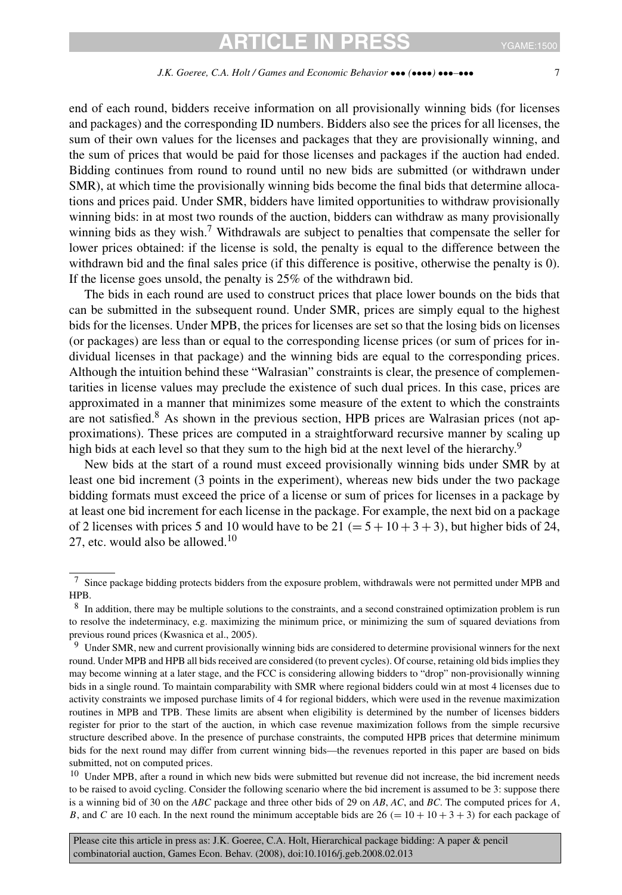end of each round, bidders receive information on all provisionally winning bids (for licenses and packages) and the corresponding ID numbers. Bidders also see the prices for all licenses, the sum of their own values for the licenses and packages that they are provisionally winning, and the sum of prices that would be paid for those licenses and packages if the auction had ended. Bidding continues from round to round until no new bids are submitted (or withdrawn under SMR), at which time the provisionally winning bids become the final bids that determine allocations and prices paid. Under SMR, bidders have limited opportunities to withdraw provisionally winning bids: in at most two rounds of the auction, bidders can withdraw as many provisionally winning bids as they wish.[7] Withdrawals are subject to penalties that compensate the seller for lower prices obtained: if the license is sold, the penalty is equal to the difference between the withdrawn bid and the final sales price (if this difference is positive, otherwise the penalty is 0). If the license goes unsold, the penalty is 25% of the withdrawn bid.

The bids in each round are used to construct prices that place lower bounds on the bids that can be submitted in the subsequent round. Under SMR, prices are simply equal to the highest bids for the licenses. Under MPB, the prices for licenses are set so that the losing bids on licenses (or packages) are less than or equal to the corresponding license prices (or sum of prices for individual licenses in that package) and the winning bids are equal to the corresponding prices. Although the intuition behind these "Walrasian" constraints is clear, the presence of complementarities in license values may preclude the existence of such dual prices. In this case, prices are approximated in a manner that minimizes some measure of the extent to which the constraints are not satisfied.[8] As shown in the previous section, HPB prices are Walrasian prices (not approximations). These prices are computed in a straightforward recursive manner by scaling up high bids at each level so that they sum to the high bid at the next level of the hierarchy.[9]

New bids at the start of a round must exceed provisionally winning bids under SMR by at least one bid increment (3 points in the experiment), whereas new bids under the two package bidding formats must exceed the price of a license or sum of prices for licenses in a package by at least one bid increment for each license in the package. For example, the next bid on a package of 2 licenses with prices 5 and 10 would have to be 21 ($= 5 + 10 + 3 + 3$), but higher bids of 24, 27, etc. would also be allowed.[10]

---

[7] Since package bidding protects bidders from the exposure problem, withdrawals were not permitted under MPB and HPB.

[8] In addition, there may be multiple solutions to the constraints, and a second constrained optimization problem is run to resolve the indeterminacy, e.g. maximizing the minimum price, or minimizing the sum of squared deviations from previous round prices (Kwasnica et al., 2005).

[9] Under SMR, new and current provisionally winning bids are considered to determine provisional winners for the next round. Under MPB and HPB all bids received are considered (to prevent cycles). Of course, retaining old bids implies they may become winning at a later stage, and the FCC is considering allowing bidders to "drop" non-provisionally winning bids in a single round. To maintain comparability with SMR where regional bidders could win at most 4 licenses due to activity constraints we imposed purchase limits of 4 for regional bidders, which were used in the revenue maximization routines in MPB and TPB. These limits are absent when eligibility is determined by the number of licenses bidders register for prior to the start of the auction, in which case revenue maximization follows from the simple recursive structure described above. In the presence of purchase constraints, the computed HPB prices that determine minimum bids for the next round may differ from current winning bids—the revenues reported in this paper are based on bids submitted, not on computed prices.

[10] Under MPB, after a round in which new bids were submitted but revenue did not increase, the bid increment needs to be raised to avoid cycling. Consider the following scenario where the bid increment is assumed to be 3: suppose there is a winning bid of 30 on the *ABC* package and three other bids of 29 on *AB*, *AC*, and *BC*. The computed prices for *A*, *B*, and *C* are 10 each. In the next round the minimum acceptable bids are 26 ($= 10 + 10 + 3 + 3$) for each package of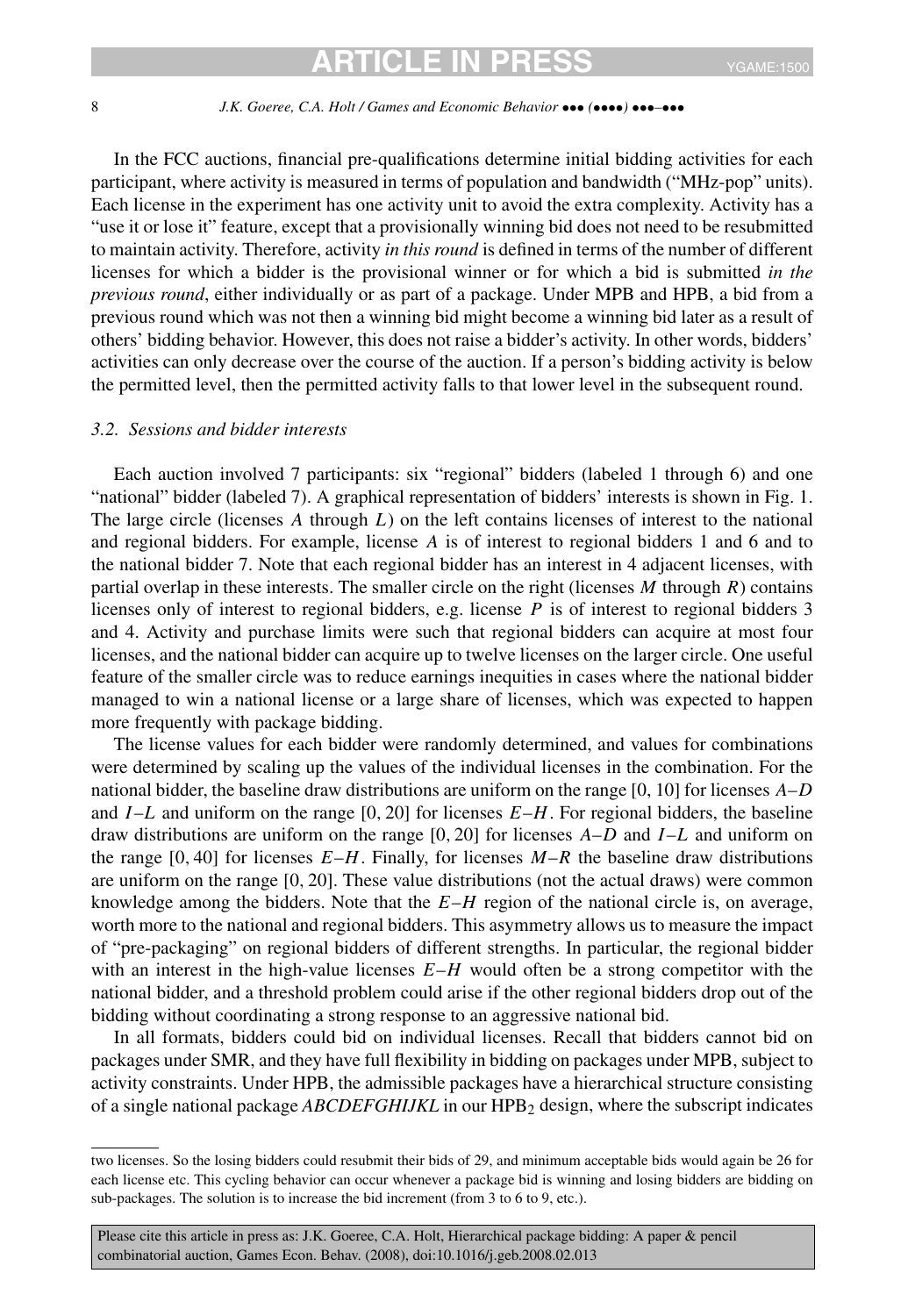In the FCC auctions, financial pre-qualifications determine initial bidding activities for each participant, where activity is measured in terms of population and bandwidth ("MHz-pop" units). Each license in the experiment has one activity unit to avoid the extra complexity. Activity has a "use it or lose it" feature, except that a provisionally winning bid does not need to be resubmitted to maintain activity. Therefore, activity *in this round* is defined in terms of the number of different licenses for which a bidder is the provisional winner or for which a bid is submitted *in the previous round*, either individually or as part of a package. Under MPB and HPB, a bid from a previous round which was not then a winning bid might become a winning bid later as a result of others' bidding behavior. However, this does not raise a bidder's activity. In other words, bidders' activities can only decrease over the course of the auction. If a person's bidding activity is below the permitted level, then the permitted activity falls to that lower level in the subsequent round.

### 3.2. Sessions and bidder interests

Each auction involved 7 participants: six "regional" bidders (labeled 1 through 6) and one "national" bidder (labeled 7). A graphical representation of bidders' interests is shown in Fig. 1. The large circle (licenses $A$ through $L$) on the left contains licenses of interest to the national and regional bidders. For example, license $A$ is of interest to regional bidders 1 and 6 and to the national bidder 7. Note that each regional bidder has an interest in 4 adjacent licenses, with partial overlap in these interests. The smaller circle on the right (licenses $M$ through $R$) contains licenses only of interest to regional bidders, e.g. license $P$ is of interest to regional bidders 3 and 4. Activity and purchase limits were such that regional bidders can acquire at most four licenses, and the national bidder can acquire up to twelve licenses on the larger circle. One useful feature of the smaller circle was to reduce earnings inequities in cases where the national bidder managed to win a national license or a large share of licenses, which was expected to happen more frequently with package bidding.

The license values for each bidder were randomly determined, and values for combinations were determined by scaling up the values of the individual licenses in the combination. For the national bidder, the baseline draw distributions are uniform on the range $[0, 10]$ for licenses $A$–$D$ and $I$–$L$ and uniform on the range $[0, 20]$ for licenses $E$–$H$. For regional bidders, the baseline draw distributions are uniform on the range $[0, 20]$ for licenses $A$–$D$ and $I$–$L$ and uniform on the range $[0, 40]$ for licenses $E$–$H$. Finally, for licenses $M$–$R$ the baseline draw distributions are uniform on the range $[0, 20]$. These value distributions (not the actual draws) were common knowledge among the bidders. Note that the $E$–$H$ region of the national circle is, on average, worth more to the national and regional bidders. This asymmetry allows us to measure the impact of "pre-packaging" on regional bidders of different strengths. In particular, the regional bidder with an interest in the high-value licenses $E$–$H$ would often be a strong competitor with the national bidder, and a threshold problem could arise if the other regional bidders drop out of the bidding without coordinating a strong response to an aggressive national bid.

In all formats, bidders could bid on individual licenses. Recall that bidders cannot bid on packages under SMR, and they have full flexibility in bidding on packages under MPB, subject to activity constraints. Under HPB, the admissible packages have a hierarchical structure consisting of a single national package *ABCDEFGHIJKL* in our $\text{HPB}_2$ design, where the subscript indicates

---

two licenses. So the losing bidders could resubmit their bids of 29, and minimum acceptable bids would again be 26 for each license etc. This cycling behavior can occur whenever a package bid is winning and losing bidders are bidding on sub-packages. The solution is to increase the bid increment (from 3 to 6 to 9, etc.).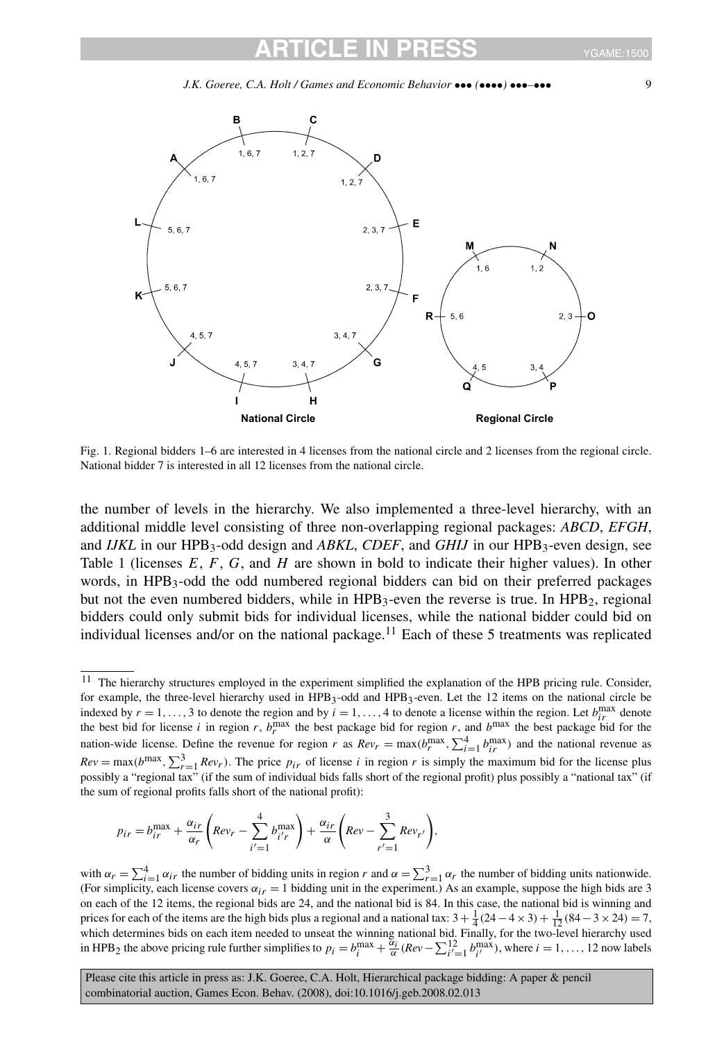Fig. 1. Regional bidders 1–6 are interested in 4 licenses from the national circle and 2 licenses from the regional circle. National bidder 7 is interested in all 12 licenses from the national circle.

the number of levels in the hierarchy. We also implemented a three-level hierarchy, with an additional middle level consisting of three non-overlapping regional packages: *ABCD*, *EFGH*, and *IJKL* in our $\text{HPB}_3$-odd design and *ABKL*, *CDEF*, and *GHIJ* in our $\text{HPB}_3$-even design, see Table 1 (licenses *E*, *F*, *G*, and *H* are shown in bold to indicate their higher values). In other words, in $\text{HPB}_3$-odd the odd numbered regional bidders can bid on their preferred packages but not the even numbered bidders, while in $\text{HPB}_3$-even the reverse is true. In $\text{HPB}_2$, regional bidders could only submit bids for individual licenses, while the national bidder could bid on individual licenses and/or on the national package.[11] Each of these 5 treatments was replicated

---

[11] The hierarchy structures employed in the experiment simplified the explanation of the HPB pricing rule. Consider, for example, the three-level hierarchy used in $\text{HPB}_3$-odd and $\text{HPB}_3$-even. Let the 12 items on the national circle be indexed by $r = 1, \ldots, 3$ to denote the region and by $i = 1, \ldots, 4$ to denote a license within the region. Let $b_{ir}^{\max}$ denote the best bid for license $i$ in region $r$, $b_r^{\max}$ the best package bid for region $r$, and $b^{\max}$ the best package bid for the nation-wide license. Define the revenue for region $r$ as $Rev_r = \max(b_r^{\max}, \sum_{i=1}^{4} b_{ir}^{\max})$ and the national revenue as $Rev = \max(b^{\max}, \sum_{r=1}^{3} Rev_r)$. The price $p_{ir}$ of license $i$ in region $r$ is simply the maximum bid for the license plus possibly a "regional tax" (if the sum of individual bids falls short of the regional profit) plus possibly a "national tax" (if the sum of regional profits falls short of the national profit):

$$p_{ir} = b_{ir}^{\max} + \frac{\alpha_{ir}}{\alpha_r}\left(Rev_r - \sum_{i'=1}^{4} b_{i'r}^{\max}\right) + \frac{\alpha_{ir}}{\alpha}\left(Rev - \sum_{r'=1}^{3} Rev_{r'}\right),$$

with $\alpha_r = \sum_{i=1}^{4} \alpha_{ir}$ the number of bidding units in region $r$ and $\alpha = \sum_{r=1}^{3} \alpha_r$ the number of bidding units nationwide. (For simplicity, each license covers $\alpha_{ir} = 1$ bidding unit in the experiment.) As an example, suppose the high bids are 3 on each of the 12 items, the regional bids are 24, and the national bid is 84. In this case, the national bid is winning and prices for each of the items are the high bids plus a regional and a national tax: $3 + \frac{1}{4}(24 - 4 \times 3) + \frac{1}{12}(84 - 3 \times 24) = 7$, which determines bids on each item needed to unseat the winning national bid. Finally, for the two-level hierarchy used in $\text{HPB}_2$ the above pricing rule further simplifies to $p_i = b_i^{\max} + \frac{\alpha_i}{\alpha}(Rev - \sum_{i'=1}^{12} b_{i'}^{\max})$, where $i = 1, \ldots, 12$ now labels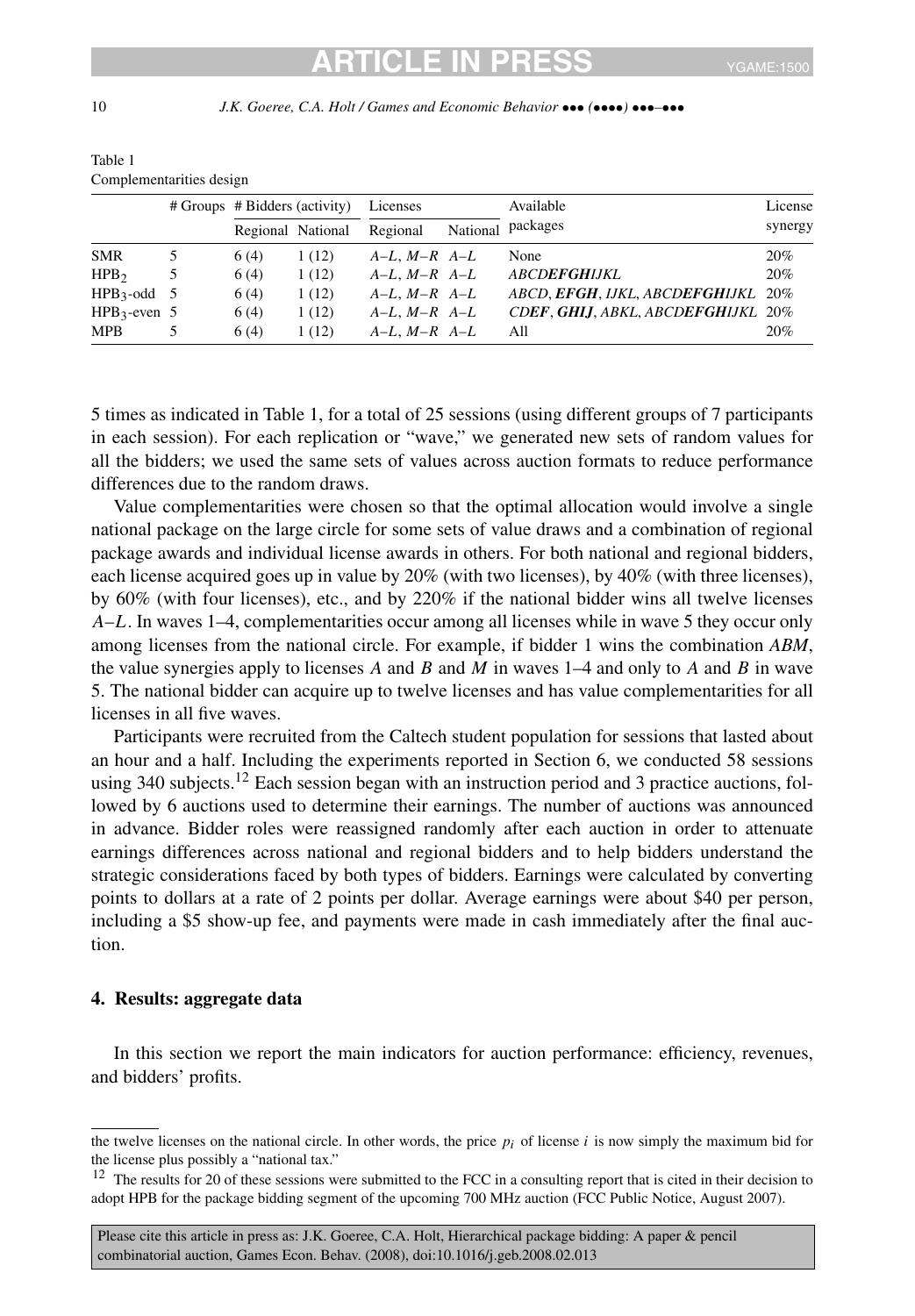Table 1
Complementarities design

| | # Groups | # Bidders (activity) | | Licenses | | Available packages | License synergy |
|---|---|---|---|---|---|---|---|
| | | Regional | National | Regional | National | | |
| SMR | 5 | 6 (4) | 1 (12) | *A–L*, *M–R* | *A–L* | None | 20% |
| $HPB_2$ | 5 | 6 (4) | 1 (12) | *A–L*, *M–R* | *A–L* | *ABCD**EFGH**IJKL* | 20% |
| $HPB_3$-odd | 5 | 6 (4) | 1 (12) | *A–L*, *M–R* | *A–L* | *ABCD*, ***EFGH***, *IJKL*, *ABCD**EFGH**IJKL* | 20% |
| $HPB_3$-even | 5 | 6 (4) | 1 (12) | *A–L*, *M–R* | *A–L* | *CD**EF***, ***GH**IJ*, *ABKL*, *ABCD**EFGHIJ**KL* | 20% |
| MPB | 5 | 6 (4) | 1 (12) | *A–L*, *M–R* | *A–L* | All | 20% |

5 times as indicated in Table 1, for a total of 25 sessions (using different groups of 7 participants in each session). For each replication or "wave," we generated new sets of random values for all the bidders; we used the same sets of values across auction formats to reduce performance differences due to the random draws.

Value complementarities were chosen so that the optimal allocation would involve a single national package on the large circle for some sets of value draws and a combination of regional package awards and individual license awards in others. For both national and regional bidders, each license acquired goes up in value by 20% (with two licenses), by 40% (with three licenses), by 60% (with four licenses), etc., and by 220% if the national bidder wins all twelve licenses *A–L*. In waves 1–4, complementarities occur among all licenses while in wave 5 they occur only among licenses from the national circle. For example, if bidder 1 wins the combination *ABM*, the value synergies apply to licenses *A* and *B* and *M* in waves 1–4 and only to *A* and *B* in wave 5. The national bidder can acquire up to twelve licenses and has value complementarities for all licenses in all five waves.

Participants were recruited from the Caltech student population for sessions that lasted about an hour and a half. Including the experiments reported in Section 6, we conducted 58 sessions using 340 subjects.[12] Each session began with an instruction period and 3 practice auctions, followed by 6 auctions used to determine their earnings. The number of auctions was announced in advance. Bidder roles were reassigned randomly after each auction in order to attenuate earnings differences across national and regional bidders and to help bidders understand the strategic considerations faced by both types of bidders. Earnings were calculated by converting points to dollars at a rate of 2 points per dollar. Average earnings were about $40 per person, including a $5 show-up fee, and payments were made in cash immediately after the final auction.

## 4. Results: aggregate data

In this section we report the main indicators for auction performance: efficiency, revenues, and bidders' profits.

---

the twelve licenses on the national circle. In other words, the price $p_i$ of license $i$ is now simply the maximum bid for the license plus possibly a "national tax."

[12] The results for 20 of these sessions were submitted to the FCC in a consulting report that is cited in their decision to adopt HPB for the package bidding segment of the upcoming 700 MHz auction (FCC Public Notice, August 2007).

Please cite this article in press as: J.K. Goeree, C.A. Holt, Hierarchical package bidding: A paper & pencil combinatorial auction, Games Econ. Behav. (2008), doi:10.1016/j.geb.2008.02.013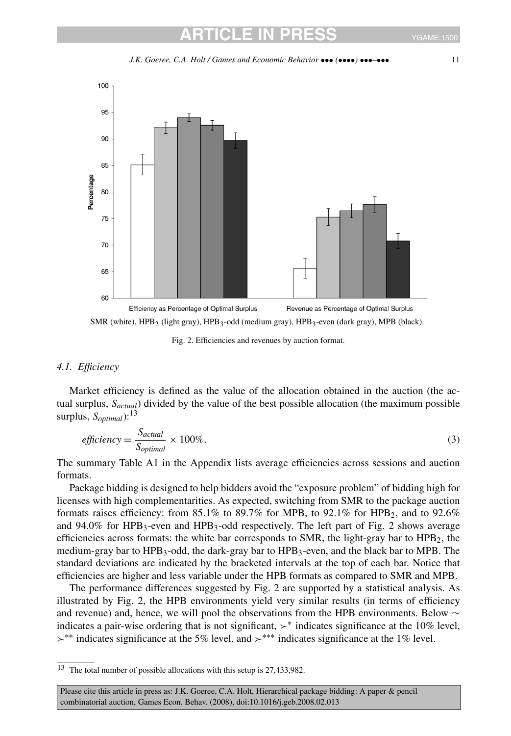SMR (white), $HPB_2$ (light gray), $HPB_3$-odd (medium gray), $HPB_3$-even (dark gray), MPB (black).

Fig. 2. Efficiencies and revenues by auction format.

### 4.1. *Efficiency*

Market efficiency is defined as the value of the allocation obtained in the auction (the actual surplus, $S_{actual}$) divided by the value of the best possible allocation (the maximum possible surplus, $S_{optimal}$):[13]

$$efficiency = \frac{S_{actual}}{S_{optimal}} \times 100\%. \tag{3}$$

The summary Table A1 in the Appendix lists average efficiencies across sessions and auction formats.

Package bidding is designed to help bidders avoid the "exposure problem" of bidding high for licenses with high complementarities. As expected, switching from SMR to the package auction formats raises efficiency: from 85.1% to 89.7% for MPB, to 92.1% for $HPB_2$, and to 92.6% and 94.0% for $HPB_3$-even and $HPB_3$-odd respectively. The left part of Fig. 2 shows average efficiencies across formats: the white bar corresponds to SMR, the light-gray bar to $HPB_2$, the medium-gray bar to $HPB_3$-odd, the dark-gray bar to $HPB_3$-even, and the black bar to MPB. The standard deviations are indicated by the bracketed intervals at the top of each bar. Notice that efficiencies are higher and less variable under the HPB formats as compared to SMR and MPB.

The performance differences suggested by Fig. 2 are supported by a statistical analysis. As illustrated by Fig. 2, the HPB environments yield very similar results (in terms of efficiency and revenue) and, hence, we will pool the observations from the HPB environments. Below $\sim$ indicates a pair-wise ordering that is not significant, $\succ^{*}$ indicates significance at the 10% level, $\succ^{**}$ indicates significance at the 5% level, and $\succ^{***}$ indicates significance at the 1% level.

---

[13] The total number of possible allocations with this setup is 27,433,982.

Please cite this article in press as: J.K. Goeree, C.A. Holt, Hierarchical package bidding: A paper & pencil combinatorial auction, Games Econ. Behav. (2008), doi:10.1016/j.geb.2008.02.013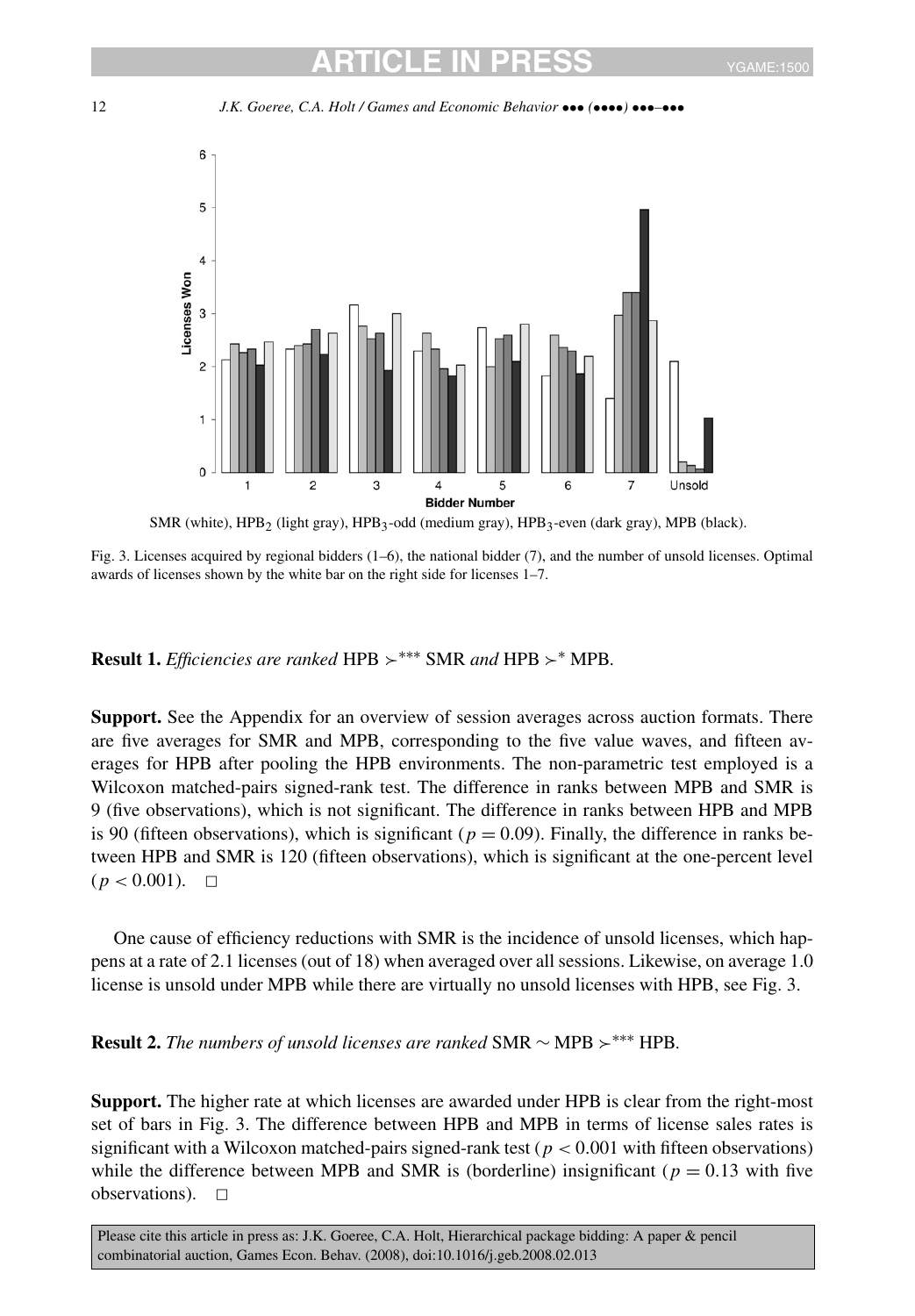SMR (white), $HPB_2$ (light gray), $HPB_3$-odd (medium gray), $HPB_3$-even (dark gray), MPB (black).

Fig. 3. Licenses acquired by regional bidders (1–6), the national bidder (7), and the number of unsold licenses. Optimal awards of licenses shown by the white bar on the right side for licenses 1–7.

**Result 1.** *Efficiencies are ranked* HPB $\succ^{***}$ SMR *and* HPB $\succ^{*}$ MPB.

**Support.** See the Appendix for an overview of session averages across auction formats. There are five averages for SMR and MPB, corresponding to the five value waves, and fifteen averages for HPB after pooling the HPB environments. The non-parametric test employed is a Wilcoxon matched-pairs signed-rank test. The difference in ranks between MPB and SMR is 9 (five observations), which is not significant. The difference in ranks between HPB and MPB is 90 (fifteen observations), which is significant ($p = 0.09$). Finally, the difference in ranks between HPB and SMR is 120 (fifteen observations), which is significant at the one-percent level ($p < 0.001$). □

One cause of efficiency reductions with SMR is the incidence of unsold licenses, which happens at a rate of 2.1 licenses (out of 18) when averaged over all sessions. Likewise, on average 1.0 license is unsold under MPB while there are virtually no unsold licenses with HPB, see Fig. 3.

**Result 2.** *The numbers of unsold licenses are ranked* SMR $\sim$ MPB $\succ^{***}$ HPB.

**Support.** The higher rate at which licenses are awarded under HPB is clear from the right-most set of bars in Fig. 3. The difference between HPB and MPB in terms of license sales rates is significant with a Wilcoxon matched-pairs signed-rank test ($p < 0.001$ with fifteen observations) while the difference between MPB and SMR is (borderline) insignificant ($p = 0.13$ with five observations). □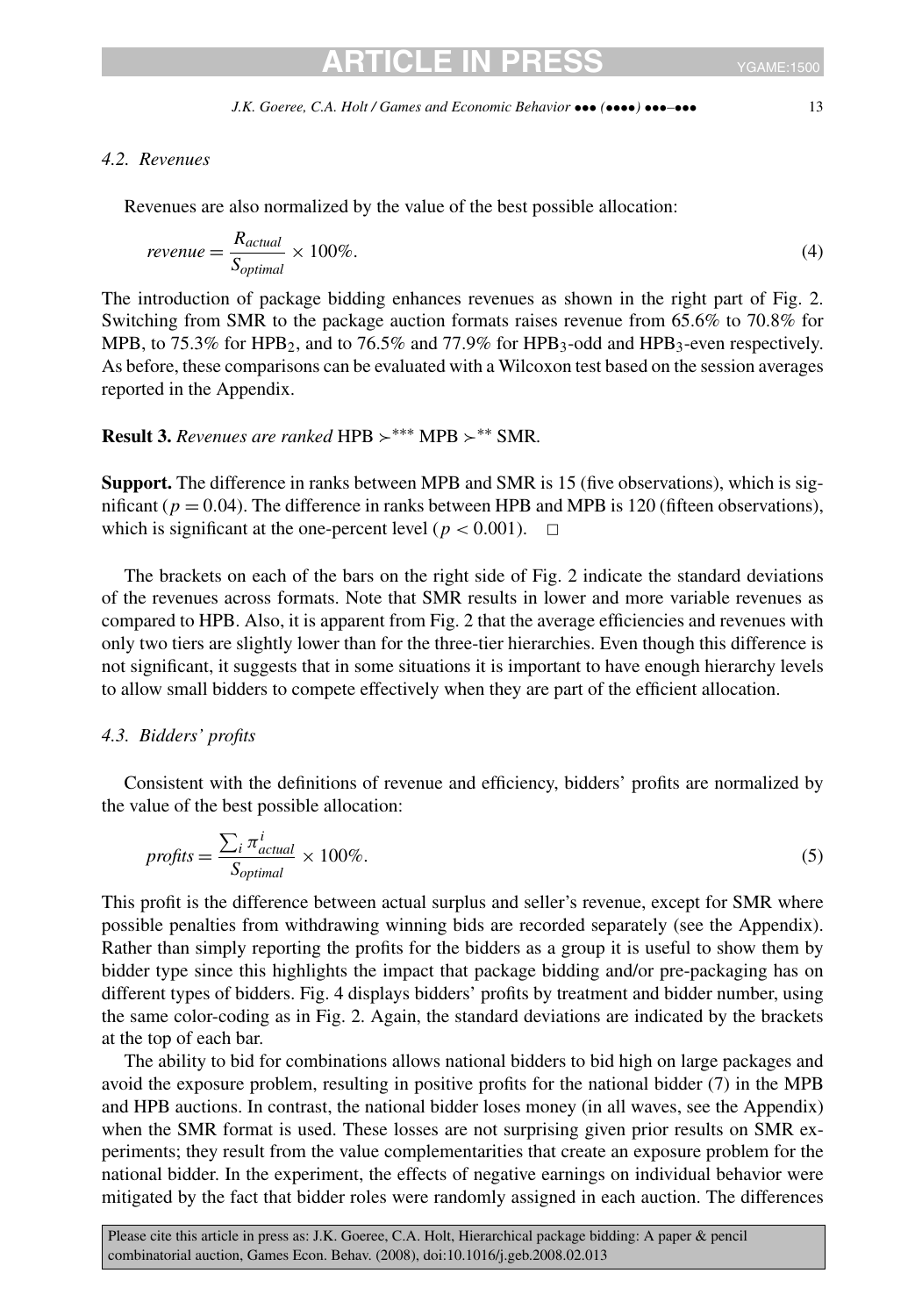### 4.2. Revenues

Revenues are also normalized by the value of the best possible allocation:

$$revenue = \frac{R_{actual}}{S_{optimal}} \times 100\%. \tag{4}$$

The introduction of package bidding enhances revenues as shown in the right part of Fig. 2. Switching from SMR to the package auction formats raises revenue from 65.6% to 70.8% for MPB, to 75.3% for $HPB_2$, and to 76.5% and 77.9% for $HPB_3$-odd and $HPB_3$-even respectively. As before, these comparisons can be evaluated with a Wilcoxon test based on the session averages reported in the Appendix.

**Result 3.** *Revenues are ranked* HPB $\succ^{***}$ MPB $\succ^{**}$ SMR.

**Support.** The difference in ranks between MPB and SMR is 15 (five observations), which is significant ($p = 0.04$). The difference in ranks between HPB and MPB is 120 (fifteen observations), which is significant at the one-percent level ($p < 0.001$). □

The brackets on each of the bars on the right side of Fig. 2 indicate the standard deviations of the revenues across formats. Note that SMR results in lower and more variable revenues as compared to HPB. Also, it is apparent from Fig. 2 that the average efficiencies and revenues with only two tiers are slightly lower than for the three-tier hierarchies. Even though this difference is not significant, it suggests that in some situations it is important to have enough hierarchy levels to allow small bidders to compete effectively when they are part of the efficient allocation.

### 4.3. Bidders' profits

Consistent with the definitions of revenue and efficiency, bidders' profits are normalized by the value of the best possible allocation:

$$profits = \frac{\sum_i \pi^i_{actual}}{S_{optimal}} \times 100\%. \tag{5}$$

This profit is the difference between actual surplus and seller's revenue, except for SMR where possible penalties from withdrawing winning bids are recorded separately (see the Appendix). Rather than simply reporting the profits for the bidders as a group it is useful to show them by bidder type since this highlights the impact that package bidding and/or pre-packaging has on different types of bidders. Fig. 4 displays bidders' profits by treatment and bidder number, using the same color-coding as in Fig. 2. Again, the standard deviations are indicated by the brackets at the top of each bar.

The ability to bid for combinations allows national bidders to bid high on large packages and avoid the exposure problem, resulting in positive profits for the national bidder (7) in the MPB and HPB auctions. In contrast, the national bidder loses money (in all waves, see the Appendix) when the SMR format is used. These losses are not surprising given prior results on SMR experiments; they result from the value complementarities that create an exposure problem for the national bidder. In the experiment, the effects of negative earnings on individual behavior were mitigated by the fact that bidder roles were randomly assigned in each auction. The differences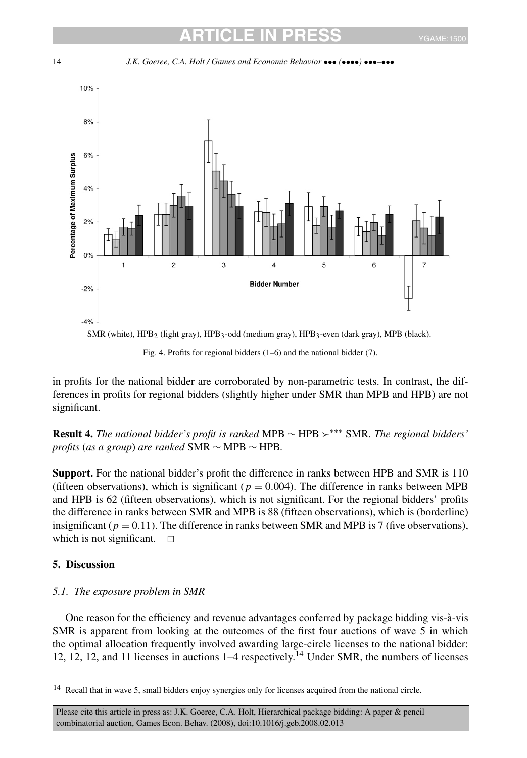SMR (white), $HPB_2$ (light gray), $HPB_3$-odd (medium gray), $HPB_3$-even (dark gray), MPB (black).

Fig. 4. Profits for regional bidders (1–6) and the national bidder (7).

in profits for the national bidder are corroborated by non-parametric tests. In contrast, the differences in profits for regional bidders (slightly higher under SMR than MPB and HPB) are not significant.

**Result 4.** *The national bidder's profit is ranked* MPB $\sim$ HPB $\succ^{***}$ SMR. *The regional bidders' profits* (*as a group*) *are ranked* SMR $\sim$ MPB $\sim$ HPB.

**Support.** For the national bidder's profit the difference in ranks between HPB and SMR is 110 (fifteen observations), which is significant ($p = 0.004$). The difference in ranks between MPB and HPB is 62 (fifteen observations), which is not significant. For the regional bidders' profits the difference in ranks between SMR and MPB is 88 (fifteen observations), which is (borderline) insignificant ($p = 0.11$). The difference in ranks between SMR and MPB is 7 (five observations), which is not significant. □

## 5. Discussion

### *5.1. The exposure problem in SMR*

One reason for the efficiency and revenue advantages conferred by package bidding vis-à-vis SMR is apparent from looking at the outcomes of the first four auctions of wave 5 in which the optimal allocation frequently involved awarding large-circle licenses to the national bidder: 12, 12, 12, and 11 licenses in auctions 1–4 respectively.[14] Under SMR, the numbers of licenses

[14] Recall that in wave 5, small bidders enjoy synergies only for licenses acquired from the national circle.

Please cite this article in press as: J.K. Goeree, C.A. Holt, Hierarchical package bidding: A paper & pencil combinatorial auction, Games Econ. Behav. (2008), doi:10.1016/j.geb.2008.02.013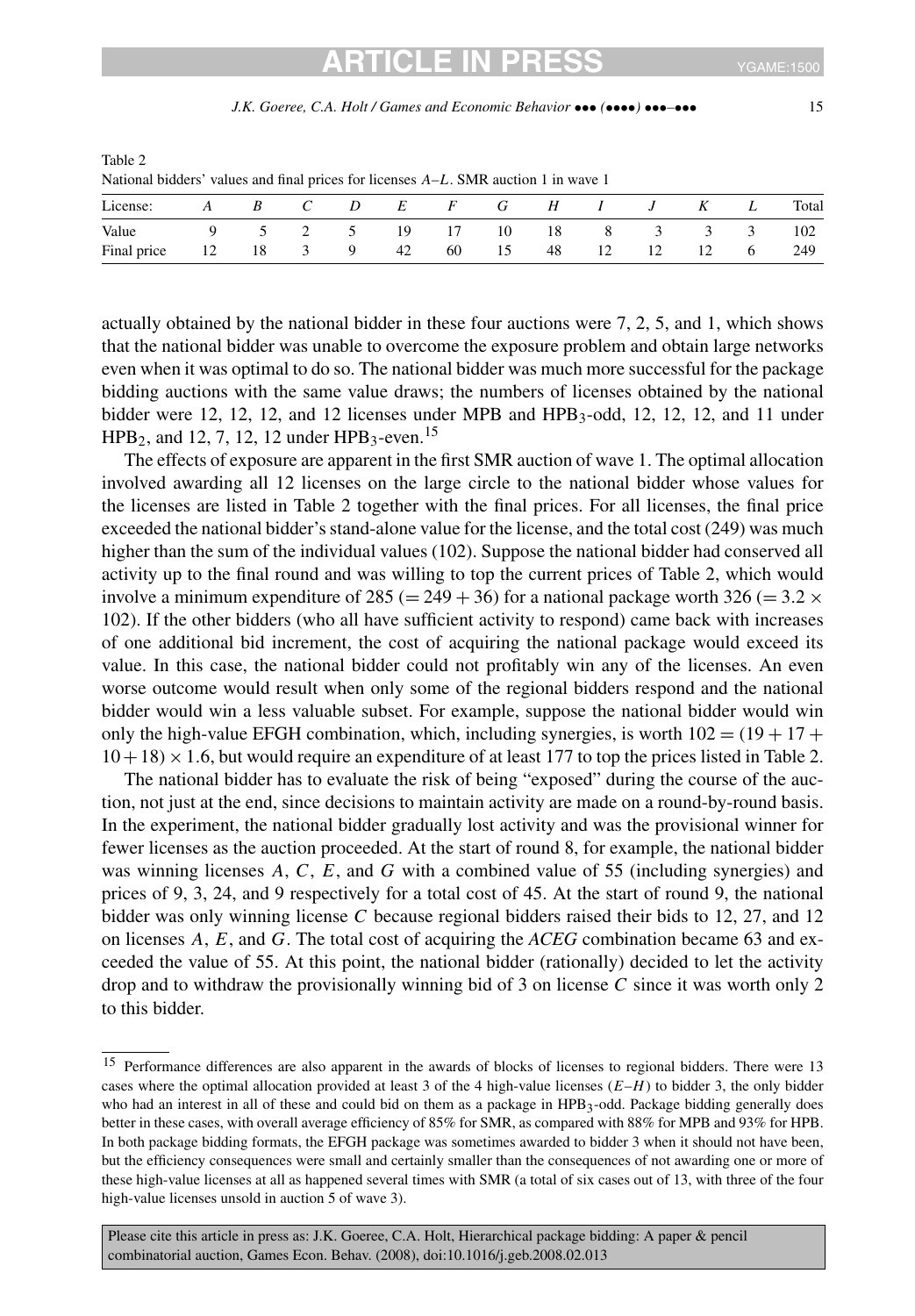Table 2
National bidders' values and final prices for licenses $A$–$L$. SMR auction 1 in wave 1

| License: | $A$ | $B$ | $C$ | $D$ | $E$ | $F$ | $G$ | $H$ | $I$ | $J$ | $K$ | $L$ | Total |
|---|---|---|---|---|---|---|---|---|---|---|---|---|---|
| Value | 9 | 5 | 2 | 5 | 19 | 17 | 10 | 18 | 8 | 3 | 3 | 3 | 102 |
| Final price | 12 | 18 | 3 | 9 | 42 | 60 | 15 | 48 | 12 | 12 | 12 | 6 | 249 |

actually obtained by the national bidder in these four auctions were 7, 2, 5, and 1, which shows that the national bidder was unable to overcome the exposure problem and obtain large networks even when it was optimal to do so. The national bidder was much more successful for the package bidding auctions with the same value draws; the numbers of licenses obtained by the national bidder were 12, 12, 12, and 12 licenses under MPB and $\text{HPB}_3$-odd, 12, 12, 12, and 11 under $\text{HPB}_2$, and 12, 7, 12, 12 under $\text{HPB}_3$-even.[15]

The effects of exposure are apparent in the first SMR auction of wave 1. The optimal allocation involved awarding all 12 licenses on the large circle to the national bidder whose values for the licenses are listed in Table 2 together with the final prices. For all licenses, the final price exceeded the national bidder's stand-alone value for the license, and the total cost (249) was much higher than the sum of the individual values (102). Suppose the national bidder had conserved all activity up to the final round and was willing to top the current prices of Table 2, which would involve a minimum expenditure of 285 ($= 249 + 36$) for a national package worth 326 ($= 3.2 \times 102$). If the other bidders (who all have sufficient activity to respond) came back with increases of one additional bid increment, the cost of acquiring the national package would exceed its value. In this case, the national bidder could not profitably win any of the licenses. An even worse outcome would result when only some of the regional bidders respond and the national bidder would win a less valuable subset. For example, suppose the national bidder would win only the high-value EFGH combination, which, including synergies, is worth $102 = (19 + 17 + 10 + 18) \times 1.6$, but would require an expenditure of at least 177 to top the prices listed in Table 2.

The national bidder has to evaluate the risk of being "exposed" during the course of the auction, not just at the end, since decisions to maintain activity are made on a round-by-round basis. In the experiment, the national bidder gradually lost activity and was the provisional winner for fewer licenses as the auction proceeded. At the start of round 8, for example, the national bidder was winning licenses $A$, $C$, $E$, and $G$ with a combined value of 55 (including synergies) and prices of 9, 3, 24, and 9 respectively for a total cost of 45. At the start of round 9, the national bidder was only winning license $C$ because regional bidders raised their bids to 12, 27, and 12 on licenses $A$, $E$, and $G$. The total cost of acquiring the *ACEG* combination became 63 and exceeded the value of 55. At this point, the national bidder (rationally) decided to let the activity drop and to withdraw the provisionally winning bid of 3 on license $C$ since it was worth only 2 to this bidder.

[15] Performance differences are also apparent in the awards of blocks of licenses to regional bidders. There were 13 cases where the optimal allocation provided at least 3 of the 4 high-value licenses ($E$–$H$) to bidder 3, the only bidder who had an interest in all of these and could bid on them as a package in $\text{HPB}_3$-odd. Package bidding generally does better in these cases, with overall average efficiency of 85% for SMR, as compared with 88% for MPB and 93% for HPB. In both package bidding formats, the EFGH package was sometimes awarded to bidder 3 when it should not have been, but the efficiency consequences were small and certainly smaller than the consequences of not awarding one or more of these high-value licenses at all as happened several times with SMR (a total of six cases out of 13, with three of the four high-value licenses unsold in auction 5 of wave 3).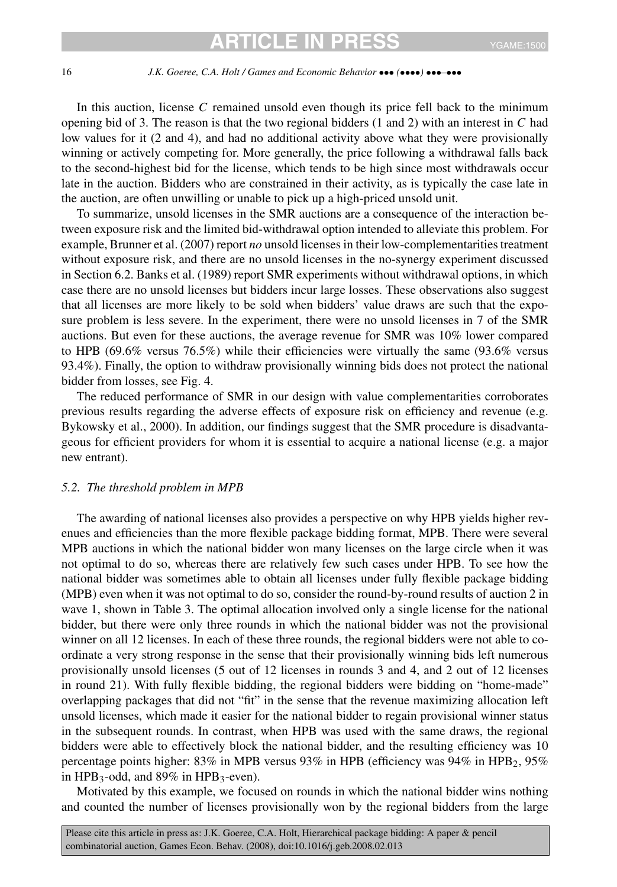In this auction, license *C* remained unsold even though its price fell back to the minimum opening bid of 3. The reason is that the two regional bidders (1 and 2) with an interest in *C* had low values for it (2 and 4), and had no additional activity above what they were provisionally winning or actively competing for. More generally, the price following a withdrawal falls back to the second-highest bid for the license, which tends to be high since most withdrawals occur late in the auction. Bidders who are constrained in their activity, as is typically the case late in the auction, are often unwilling or unable to pick up a high-priced unsold unit.

To summarize, unsold licenses in the SMR auctions are a consequence of the interaction between exposure risk and the limited bid-withdrawal option intended to alleviate this problem. For example, Brunner et al. (2007) report *no* unsold licenses in their low-complementarities treatment without exposure risk, and there are no unsold licenses in the no-synergy experiment discussed in Section 6.2. Banks et al. (1989) report SMR experiments without withdrawal options, in which case there are no unsold licenses but bidders incur large losses. These observations also suggest that all licenses are more likely to be sold when bidders' value draws are such that the exposure problem is less severe. In the experiment, there were no unsold licenses in 7 of the SMR auctions. But even for these auctions, the average revenue for SMR was 10% lower compared to HPB (69.6% versus 76.5%) while their efficiencies were virtually the same (93.6% versus 93.4%). Finally, the option to withdraw provisionally winning bids does not protect the national bidder from losses, see Fig. 4.

The reduced performance of SMR in our design with value complementarities corroborates previous results regarding the adverse effects of exposure risk on efficiency and revenue (e.g. Bykowsky et al., 2000). In addition, our findings suggest that the SMR procedure is disadvantageous for efficient providers for whom it is essential to acquire a national license (e.g. a major new entrant).

### *5.2. The threshold problem in MPB*

The awarding of national licenses also provides a perspective on why HPB yields higher revenues and efficiencies than the more flexible package bidding format, MPB. There were several MPB auctions in which the national bidder won many licenses on the large circle when it was not optimal to do so, whereas there are relatively few such cases under HPB. To see how the national bidder was sometimes able to obtain all licenses under fully flexible package bidding (MPB) even when it was not optimal to do so, consider the round-by-round results of auction 2 in wave 1, shown in Table 3. The optimal allocation involved only a single license for the national bidder, but there were only three rounds in which the national bidder was not the provisional winner on all 12 licenses. In each of these three rounds, the regional bidders were not able to coordinate a very strong response in the sense that their provisionally winning bids left numerous provisionally unsold licenses (5 out of 12 licenses in rounds 3 and 4, and 2 out of 12 licenses in round 21). With fully flexible bidding, the regional bidders were bidding on "home-made" overlapping packages that did not "fit" in the sense that the revenue maximizing allocation left unsold licenses, which made it easier for the national bidder to regain provisional winner status in the subsequent rounds. In contrast, when HPB was used with the same draws, the regional bidders were able to effectively block the national bidder, and the resulting efficiency was 10 percentage points higher: 83% in MPB versus 93% in HPB (efficiency was 94% in $\text{HPB}_2$, 95% in $\text{HPB}_3$-odd, and 89% in $\text{HPB}_3$-even).

Motivated by this example, we focused on rounds in which the national bidder wins nothing and counted the number of licenses provisionally won by the regional bidders from the large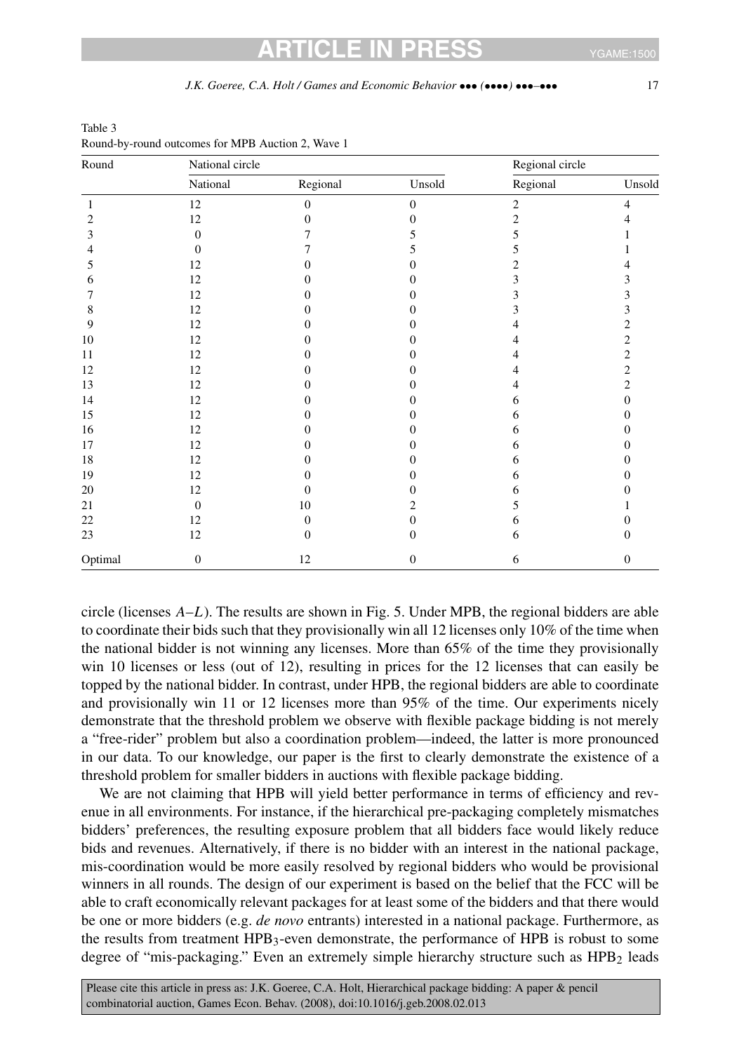Table 3
Round-by-round outcomes for MPB Auction 2, Wave 1

| Round | National circle | | | Regional circle | |
|---|---|---|---|---|---|
| | National | Regional | Unsold | Regional | Unsold |
| 1 | 12 | 0 | 0 | 2 | 4 |
| 2 | 12 | 0 | 0 | 2 | 4 |
| 3 | 0 | 7 | 5 | 5 | 1 |
| 4 | 0 | 7 | 5 | 5 | 1 |
| 5 | 12 | 0 | 0 | 2 | 4 |
| 6 | 12 | 0 | 0 | 3 | 3 |
| 7 | 12 | 0 | 0 | 3 | 3 |
| 8 | 12 | 0 | 0 | 3 | 3 |
| 9 | 12 | 0 | 0 | 4 | 2 |
| 10 | 12 | 0 | 0 | 4 | 2 |
| 11 | 12 | 0 | 0 | 4 | 2 |
| 12 | 12 | 0 | 0 | 4 | 2 |
| 13 | 12 | 0 | 0 | 4 | 2 |
| 14 | 12 | 0 | 0 | 6 | 0 |
| 15 | 12 | 0 | 0 | 6 | 0 |
| 16 | 12 | 0 | 0 | 6 | 0 |
| 17 | 12 | 0 | 0 | 6 | 0 |
| 18 | 12 | 0 | 0 | 6 | 0 |
| 19 | 12 | 0 | 0 | 6 | 0 |
| 20 | 12 | 0 | 0 | 6 | 0 |
| 21 | 0 | 10 | 2 | 5 | 1 |
| 22 | 12 | 0 | 0 | 6 | 0 |
| 23 | 12 | 0 | 0 | 6 | 0 |
| Optimal | 0 | 12 | 0 | 6 | 0 |

circle (licenses $A$–$L$). The results are shown in Fig. 5. Under MPB, the regional bidders are able to coordinate their bids such that they provisionally win all 12 licenses only 10% of the time when the national bidder is not winning any licenses. More than 65% of the time they provisionally win 10 licenses or less (out of 12), resulting in prices for the 12 licenses that can easily be topped by the national bidder. In contrast, under HPB, the regional bidders are able to coordinate and provisionally win 11 or 12 licenses more than 95% of the time. Our experiments nicely demonstrate that the threshold problem we observe with flexible package bidding is not merely a "free-rider" problem but also a coordination problem—indeed, the latter is more pronounced in our data. To our knowledge, our paper is the first to clearly demonstrate the existence of a threshold problem for smaller bidders in auctions with flexible package bidding.

We are not claiming that HPB will yield better performance in terms of efficiency and revenue in all environments. For instance, if the hierarchical pre-packaging completely mismatches bidders' preferences, the resulting exposure problem that all bidders face would likely reduce bids and revenues. Alternatively, if there is no bidder with an interest in the national package, mis-coordination would be more easily resolved by regional bidders who would be provisional winners in all rounds. The design of our experiment is based on the belief that the FCC will be able to craft economically relevant packages for at least some of the bidders and that there would be one or more bidders (e.g. *de novo* entrants) interested in a national package. Furthermore, as the results from treatment $HPB_3$-even demonstrate, the performance of HPB is robust to some degree of "mis-packaging." Even an extremely simple hierarchy structure such as $HPB_2$ leads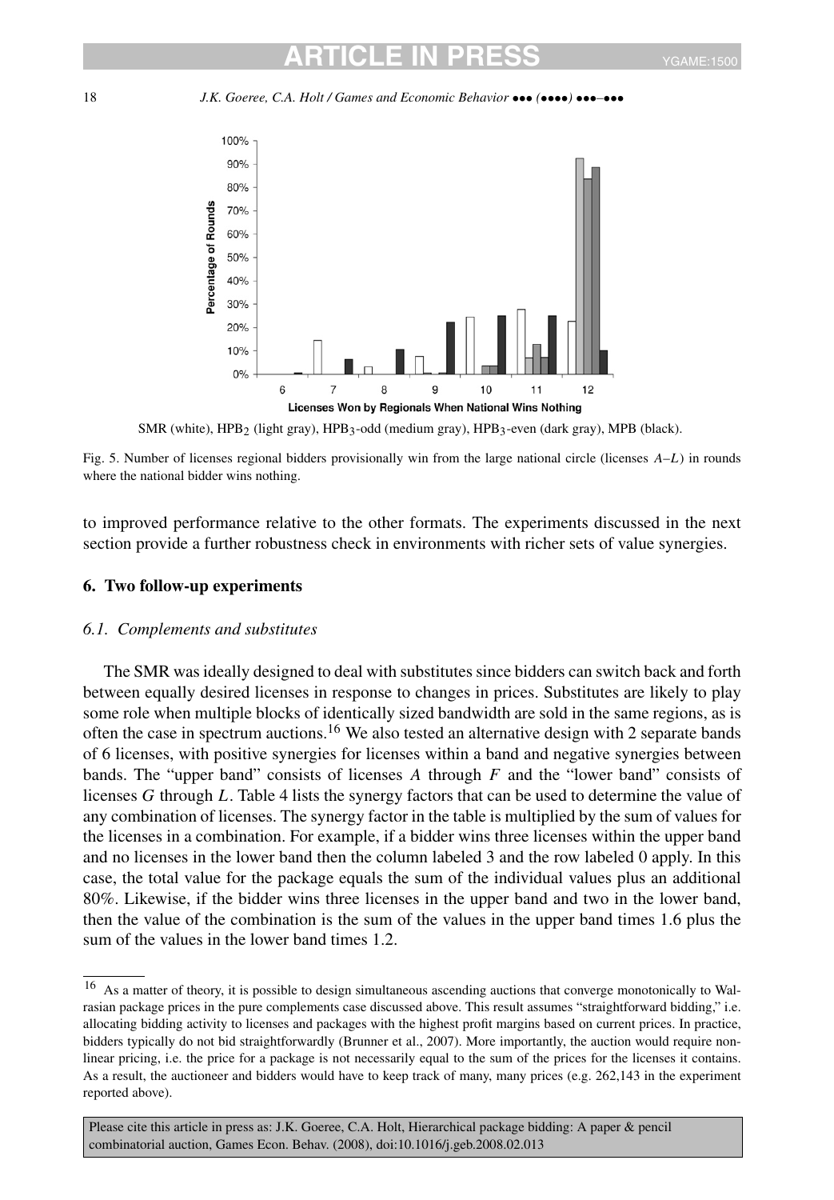SMR (white), $HPB_2$ (light gray), $HPB_3$-odd (medium gray), $HPB_3$-even (dark gray), MPB (black).

Fig. 5. Number of licenses regional bidders provisionally win from the large national circle (licenses $A$–$L$) in rounds where the national bidder wins nothing.

to improved performance relative to the other formats. The experiments discussed in the next section provide a further robustness check in environments with richer sets of value synergies.

## 6. Two follow-up experiments

### 6.1. Complements and substitutes

The SMR was ideally designed to deal with substitutes since bidders can switch back and forth between equally desired licenses in response to changes in prices. Substitutes are likely to play some role when multiple blocks of identically sized bandwidth are sold in the same regions, as is often the case in spectrum auctions.[16] We also tested an alternative design with 2 separate bands of 6 licenses, with positive synergies for licenses within a band and negative synergies between bands. The "upper band" consists of licenses $A$ through $F$ and the "lower band" consists of licenses $G$ through $L$. Table 4 lists the synergy factors that can be used to determine the value of any combination of licenses. The synergy factor in the table is multiplied by the sum of values for the licenses in a combination. For example, if a bidder wins three licenses within the upper band and no licenses in the lower band then the column labeled 3 and the row labeled 0 apply. In this case, the total value for the package equals the sum of the individual values plus an additional 80%. Likewise, if the bidder wins three licenses in the upper band and two in the lower band, then the value of the combination is the sum of the values in the upper band times 1.6 plus the sum of the values in the lower band times 1.2.

[16] As a matter of theory, it is possible to design simultaneous ascending auctions that converge monotonically to Walrasian package prices in the pure complements case discussed above. This result assumes "straightforward bidding," i.e. allocating bidding activity to licenses and packages with the highest profit margins based on current prices. In practice, bidders typically do not bid straightforwardly (Brunner et al., 2007). More importantly, the auction would require nonlinear pricing, i.e. the price for a package is not necessarily equal to the sum of the prices for the licenses it contains. As a result, the auctioneer and bidders would have to keep track of many, many prices (e.g. 262,143 in the experiment reported above).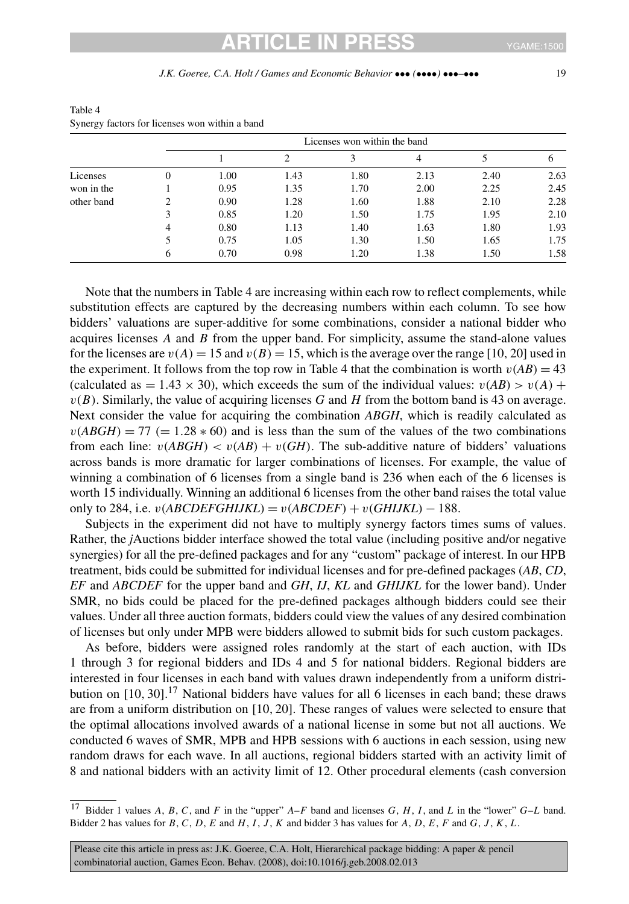Table 4
Synergy factors for licenses won within a band

| | | Licenses won within the band | | | | | |
|---|---|---|---|---|---|---|---|
| | | 1 | 2 | 3 | 4 | 5 | 6 |
| Licenses won in the other band | 0 | 1.00 | 1.43 | 1.80 | 2.13 | 2.40 | 2.63 |
| | 1 | 0.95 | 1.35 | 1.70 | 2.00 | 2.25 | 2.45 |
| | 2 | 0.90 | 1.28 | 1.60 | 1.88 | 2.10 | 2.28 |
| | 3 | 0.85 | 1.20 | 1.50 | 1.75 | 1.95 | 2.10 |
| | 4 | 0.80 | 1.13 | 1.40 | 1.63 | 1.80 | 1.93 |
| | 5 | 0.75 | 1.05 | 1.30 | 1.50 | 1.65 | 1.75 |
| | 6 | 0.70 | 0.98 | 1.20 | 1.38 | 1.50 | 1.58 |

Note that the numbers in Table 4 are increasing within each row to reflect complements, while substitution effects are captured by the decreasing numbers within each column. To see how bidders' valuations are super-additive for some combinations, consider a national bidder who acquires licenses $A$ and $B$ from the upper band. For simplicity, assume the stand-alone values for the licenses are $v(A) = 15$ and $v(B) = 15$, which is the average over the range $[10, 20]$ used in the experiment. It follows from the top row in Table 4 that the combination is worth $v(AB) = 43$ (calculated as $= 1.43 \times 30$), which exceeds the sum of the individual values: $v(AB) > v(A) + v(B)$. Similarly, the value of acquiring licenses $G$ and $H$ from the bottom band is 43 on average. Next consider the value for acquiring the combination $ABGH$, which is readily calculated as $v(ABGH) = 77$ $(= 1.28 * 60)$ and is less than the sum of the values of the two combinations from each line: $v(ABGH) < v(AB) + v(GH)$. The sub-additive nature of bidders' valuations across bands is more dramatic for larger combinations of licenses. For example, the value of winning a combination of 6 licenses from a single band is 236 when each of the 6 licenses is worth 15 individually. Winning an additional 6 licenses from the other band raises the total value only to 284, i.e. $v(ABCDEFGHIJKL) = v(ABCDEF) + v(GHIJKL) - 188$.

Subjects in the experiment did not have to multiply synergy factors times sums of values. Rather, the *j*Auctions bidder interface showed the total value (including positive and/or negative synergies) for all the pre-defined packages and for any "custom" package of interest. In our HPB treatment, bids could be submitted for individual licenses and for pre-defined packages (*AB*, *CD*, *EF* and *ABCDEF* for the upper band and *GH*, *IJ*, *KL* and *GHIJKL* for the lower band). Under SMR, no bids could be placed for the pre-defined packages although bidders could see their values. Under all three auction formats, bidders could view the values of any desired combination of licenses but only under MPB were bidders allowed to submit bids for such custom packages.

As before, bidders were assigned roles randomly at the start of each auction, with IDs 1 through 3 for regional bidders and IDs 4 and 5 for national bidders. Regional bidders are interested in four licenses in each band with values drawn independently from a uniform distribution on $[10, 30]$.[17] National bidders have values for all 6 licenses in each band; these draws are from a uniform distribution on $[10, 20]$. These ranges of values were selected to ensure that the optimal allocations involved awards of a national license in some but not all auctions. We conducted 6 waves of SMR, MPB and HPB sessions with 6 auctions in each session, using new random draws for each wave. In all auctions, regional bidders started with an activity limit of 8 and national bidders with an activity limit of 12. Other procedural elements (cash conversion

[17] Bidder 1 values $A$, $B$, $C$, and $F$ in the "upper" $A$–$F$ band and licenses $G$, $H$, $I$, and $L$ in the "lower" $G$–$L$ band. Bidder 2 has values for $B$, $C$, $D$, $E$ and $H$, $I$, $J$, $K$ and bidder 3 has values for $A$, $D$, $E$, $F$ and $G$, $J$, $K$, $L$.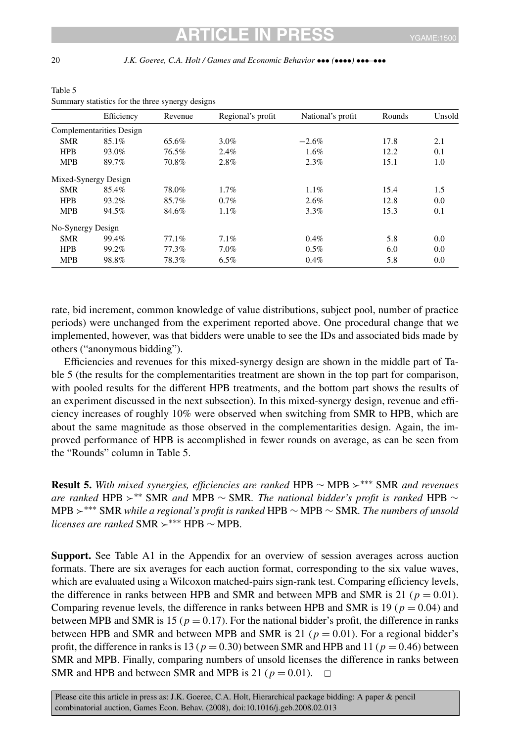Table 5
Summary statistics for the three synergy designs

| | Efficiency | Revenue | Regional's profit | National's profit | Rounds | Unsold |
|---|---|---|---|---|---|---|
| Complementarities Design | | | | | | |
| SMR | 85.1% | 65.6% | 3.0% | −2.6% | 17.8 | 2.1 |
| HPB | 93.0% | 76.5% | 2.4% | 1.6% | 12.2 | 0.1 |
| MPB | 89.7% | 70.8% | 2.8% | 2.3% | 15.1 | 1.0 |
| Mixed-Synergy Design | | | | | | |
| SMR | 85.4% | 78.0% | 1.7% | 1.1% | 15.4 | 1.5 |
| HPB | 93.2% | 85.7% | 0.7% | 2.6% | 12.8 | 0.0 |
| MPB | 94.5% | 84.6% | 1.1% | 3.3% | 15.3 | 0.1 |
| No-Synergy Design | | | | | | |
| SMR | 99.4% | 77.1% | 7.1% | 0.4% | 5.8 | 0.0 |
| HPB | 99.2% | 77.3% | 7.0% | 0.5% | 6.0 | 0.0 |
| MPB | 98.8% | 78.3% | 6.5% | 0.4% | 5.8 | 0.0 |

rate, bid increment, common knowledge of value distributions, subject pool, number of practice periods) were unchanged from the experiment reported above. One procedural change that we implemented, however, was that bidders were unable to see the IDs and associated bids made by others ("anonymous bidding").

Efficiencies and revenues for this mixed-synergy design are shown in the middle part of Table 5 (the results for the complementarities treatment are shown in the top part for comparison, with pooled results for the different HPB treatments, and the bottom part shows the results of an experiment discussed in the next subsection). In this mixed-synergy design, revenue and efficiency increases of roughly 10% were observed when switching from SMR to HPB, which are about the same magnitude as those observed in the complementarities design. Again, the improved performance of HPB is accomplished in fewer rounds on average, as can be seen from the "Rounds" column in Table 5.

**Result 5.** *With mixed synergies, efficiencies are ranked* HPB $\sim$ MPB $\succ^{***}$ SMR *and revenues are ranked* HPB $\succ^{**}$ SMR *and* MPB $\sim$ SMR. *The national bidder's profit is ranked* HPB $\sim$ MPB $\succ^{***}$ SMR *while a regional's profit is ranked* HPB $\sim$ MPB $\sim$ SMR. *The numbers of unsold licenses are ranked* SMR $\succ^{***}$ HPB $\sim$ MPB.

**Support.** See Table A1 in the Appendix for an overview of session averages across auction formats. There are six averages for each auction format, corresponding to the six value waves, which are evaluated using a Wilcoxon matched-pairs sign-rank test. Comparing efficiency levels, the difference in ranks between HPB and SMR and between MPB and SMR is 21 ($p = 0.01$). Comparing revenue levels, the difference in ranks between HPB and SMR is 19 ($p = 0.04$) and between MPB and SMR is 15 ($p = 0.17$). For the national bidder's profit, the difference in ranks between HPB and SMR and between MPB and SMR is 21 ($p = 0.01$). For a regional bidder's profit, the difference in ranks is 13 ($p = 0.30$) between SMR and HPB and 11 ($p = 0.46$) between SMR and MPB. Finally, comparing numbers of unsold licenses the difference in ranks between SMR and HPB and between SMR and MPB is 21 ($p = 0.01$). □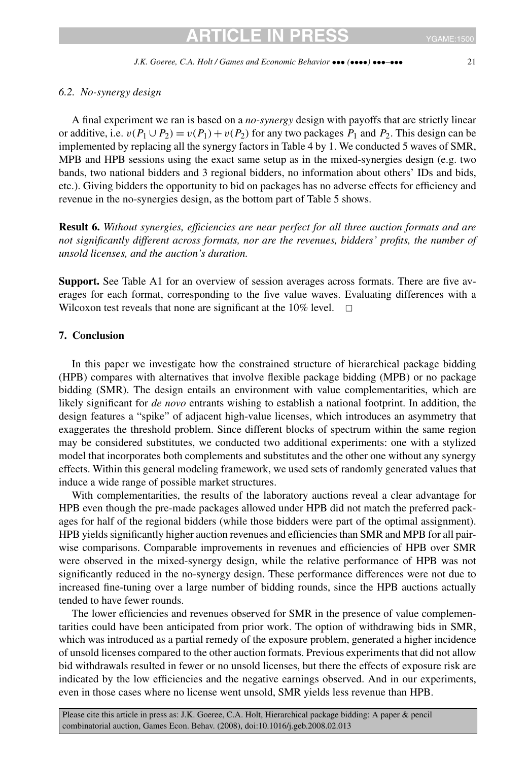### 6.2. No-synergy design

A final experiment we ran is based on a *no-synergy* design with payoffs that are strictly linear or additive, i.e. $v(P_1 \cup P_2) = v(P_1) + v(P_2)$ for any two packages $P_1$ and $P_2$. This design can be implemented by replacing all the synergy factors in Table 4 by 1. We conducted 5 waves of SMR, MPB and HPB sessions using the exact same setup as in the mixed-synergies design (e.g. two bands, two national bidders and 3 regional bidders, no information about others' IDs and bids, etc.). Giving bidders the opportunity to bid on packages has no adverse effects for efficiency and revenue in the no-synergies design, as the bottom part of Table 5 shows.

**Result 6.** *Without synergies, efficiencies are near perfect for all three auction formats and are not significantly different across formats, nor are the revenues, bidders' profits, the number of unsold licenses, and the auction's duration.*

**Support.** See Table A1 for an overview of session averages across formats. There are five averages for each format, corresponding to the five value waves. Evaluating differences with a Wilcoxon test reveals that none are significant at the 10% level. □

## 7. Conclusion

In this paper we investigate how the constrained structure of hierarchical package bidding (HPB) compares with alternatives that involve flexible package bidding (MPB) or no package bidding (SMR). The design entails an environment with value complementarities, which are likely significant for *de novo* entrants wishing to establish a national footprint. In addition, the design features a "spike" of adjacent high-value licenses, which introduces an asymmetry that exaggerates the threshold problem. Since different blocks of spectrum within the same region may be considered substitutes, we conducted two additional experiments: one with a stylized model that incorporates both complements and substitutes and the other one without any synergy effects. Within this general modeling framework, we used sets of randomly generated values that induce a wide range of possible market structures.

With complementarities, the results of the laboratory auctions reveal a clear advantage for HPB even though the pre-made packages allowed under HPB did not match the preferred packages for half of the regional bidders (while those bidders were part of the optimal assignment). HPB yields significantly higher auction revenues and efficiencies than SMR and MPB for all pairwise comparisons. Comparable improvements in revenues and efficiencies of HPB over SMR were observed in the mixed-synergy design, while the relative performance of HPB was not significantly reduced in the no-synergy design. These performance differences were not due to increased fine-tuning over a large number of bidding rounds, since the HPB auctions actually tended to have fewer rounds.

The lower efficiencies and revenues observed for SMR in the presence of value complementarities could have been anticipated from prior work. The option of withdrawing bids in SMR, which was introduced as a partial remedy of the exposure problem, generated a higher incidence of unsold licenses compared to the other auction formats. Previous experiments that did not allow bid withdrawals resulted in fewer or no unsold licenses, but there the effects of exposure risk are indicated by the low efficiencies and the negative earnings observed. And in our experiments, even in those cases where no license went unsold, SMR yields less revenue than HPB.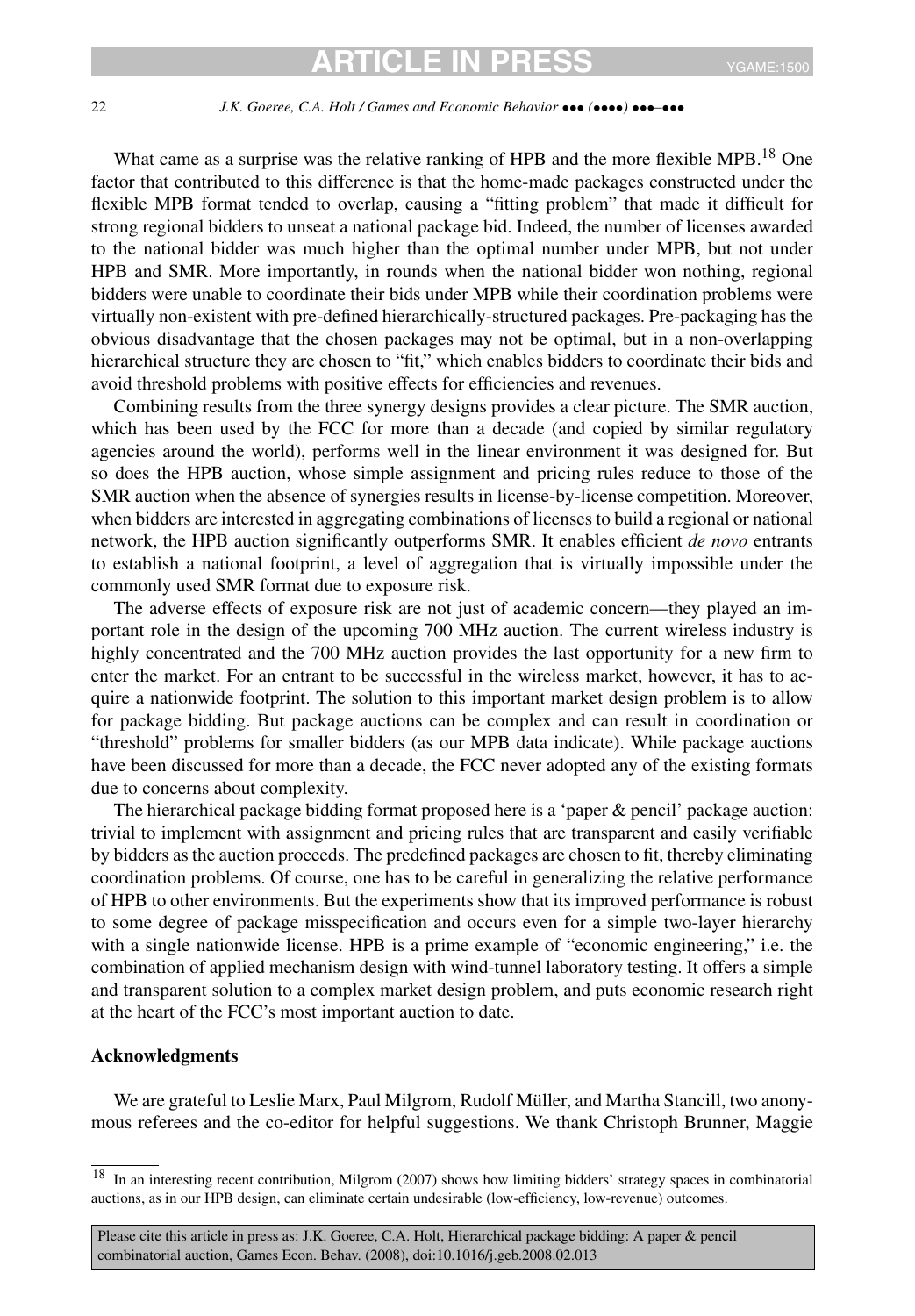What came as a surprise was the relative ranking of HPB and the more flexible MPB.[18] One factor that contributed to this difference is that the home-made packages constructed under the flexible MPB format tended to overlap, causing a "fitting problem" that made it difficult for strong regional bidders to unseat a national package bid. Indeed, the number of licenses awarded to the national bidder was much higher than the optimal number under MPB, but not under HPB and SMR. More importantly, in rounds when the national bidder won nothing, regional bidders were unable to coordinate their bids under MPB while their coordination problems were virtually non-existent with pre-defined hierarchically-structured packages. Pre-packaging has the obvious disadvantage that the chosen packages may not be optimal, but in a non-overlapping hierarchical structure they are chosen to "fit," which enables bidders to coordinate their bids and avoid threshold problems with positive effects for efficiencies and revenues.

Combining results from the three synergy designs provides a clear picture. The SMR auction, which has been used by the FCC for more than a decade (and copied by similar regulatory agencies around the world), performs well in the linear environment it was designed for. But so does the HPB auction, whose simple assignment and pricing rules reduce to those of the SMR auction when the absence of synergies results in license-by-license competition. Moreover, when bidders are interested in aggregating combinations of licenses to build a regional or national network, the HPB auction significantly outperforms SMR. It enables efficient *de novo* entrants to establish a national footprint, a level of aggregation that is virtually impossible under the commonly used SMR format due to exposure risk.

The adverse effects of exposure risk are not just of academic concern—they played an important role in the design of the upcoming 700 MHz auction. The current wireless industry is highly concentrated and the 700 MHz auction provides the last opportunity for a new firm to enter the market. For an entrant to be successful in the wireless market, however, it has to acquire a nationwide footprint. The solution to this important market design problem is to allow for package bidding. But package auctions can be complex and can result in coordination or "threshold" problems for smaller bidders (as our MPB data indicate). While package auctions have been discussed for more than a decade, the FCC never adopted any of the existing formats due to concerns about complexity.

The hierarchical package bidding format proposed here is a 'paper & pencil' package auction: trivial to implement with assignment and pricing rules that are transparent and easily verifiable by bidders as the auction proceeds. The predefined packages are chosen to fit, thereby eliminating coordination problems. Of course, one has to be careful in generalizing the relative performance of HPB to other environments. But the experiments show that its improved performance is robust to some degree of package misspecification and occurs even for a simple two-layer hierarchy with a single nationwide license. HPB is a prime example of "economic engineering," i.e. the combination of applied mechanism design with wind-tunnel laboratory testing. It offers a simple and transparent solution to a complex market design problem, and puts economic research right at the heart of the FCC's most important auction to date.

## Acknowledgments

We are grateful to Leslie Marx, Paul Milgrom, Rudolf Müller, and Martha Stancill, two anonymous referees and the co-editor for helpful suggestions. We thank Christoph Brunner, Maggie

---

[18] In an interesting recent contribution, Milgrom (2007) shows how limiting bidders' strategy spaces in combinatorial auctions, as in our HPB design, can eliminate certain undesirable (low-efficiency, low-revenue) outcomes.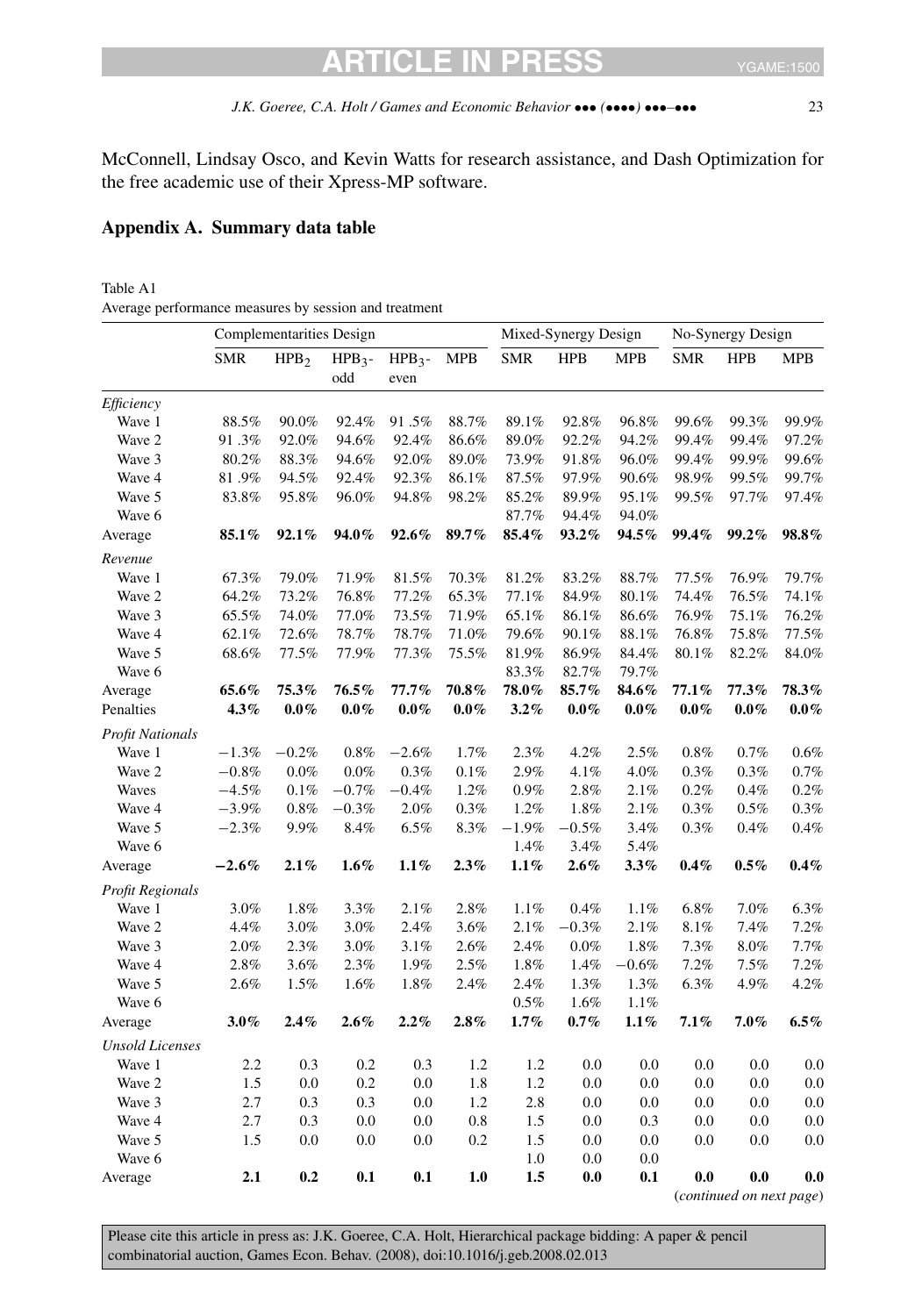McConnell, Lindsay Osco, and Kevin Watts for research assistance, and Dash Optimization for the free academic use of their Xpress-MP software.

## Appendix A. Summary data table

Table A1
Average performance measures by session and treatment

| | Complementarities Design | | | | | Mixed-Synergy Design | | | No-Synergy Design | | |
|---|---|---|---|---|---|---|---|---|---|---|---|
| | SMR | $HPB_2$ | $HPB_3$-odd | $HPB_3$-even | MPB | SMR | HPB | MPB | SMR | HPB | MPB |
| *Efficiency* | | | | | | | | | | | |
| Wave 1 | 88.5% | 90.0% | 92.4% | 91 .5% | 88.7% | 89.1% | 92.8% | 96.8% | 99.6% | 99.3% | 99.9% |
| Wave 2 | 91 .3% | 92.0% | 94.6% | 92.4% | 86.6% | 89.0% | 92.2% | 94.2% | 99.4% | 99.4% | 97.2% |
| Wave 3 | 80.2% | 88.3% | 94.6% | 92.0% | 89.0% | 73.9% | 91.8% | 96.0% | 99.4% | 99.9% | 99.6% |
| Wave 4 | 81 .9% | 94.5% | 92.4% | 92.3% | 86.1% | 87.5% | 97.9% | 90.6% | 98.9% | 99.5% | 99.7% |
| Wave 5 | 83.8% | 95.8% | 96.0% | 94.8% | 98.2% | 85.2% | 89.9% | 95.1% | 99.5% | 97.7% | 97.4% |
| Wave 6 | | | | | | 87.7% | 94.4% | 94.0% | | | |
| Average | **85.1%** | **92.1%** | **94.0%** | **92.6%** | **89.7%** | **85.4%** | **93.2%** | **94.5%** | **99.4%** | **99.2%** | **98.8%** |
| *Revenue* | | | | | | | | | | | |
| Wave 1 | 67.3% | 79.0% | 71.9% | 81.5% | 70.3% | 81.2% | 83.2% | 88.7% | 77.5% | 76.9% | 79.7% |
| Wave 2 | 64.2% | 73.2% | 76.8% | 77.2% | 65.3% | 77.1% | 84.9% | 80.1% | 74.4% | 76.5% | 74.1% |
| Wave 3 | 65.5% | 74.0% | 77.0% | 73.5% | 71.9% | 65.1% | 86.1% | 86.6% | 76.9% | 75.1% | 76.2% |
| Wave 4 | 62.1% | 72.6% | 78.7% | 78.7% | 71.0% | 79.6% | 90.1% | 88.1% | 76.8% | 75.8% | 77.5% |
| Wave 5 | 68.6% | 77.5% | 77.9% | 77.3% | 75.5% | 81.9% | 86.9% | 84.4% | 80.1% | 82.2% | 84.0% |
| Wave 6 | | | | | | 83.3% | 82.7% | 79.7% | | | |
| Average | **65.6%** | **75.3%** | **76.5%** | **77.7%** | **70.8%** | **78.0%** | **85.7%** | **84.6%** | **77.1%** | **77.3%** | **78.3%** |
| Penalties | **4.3%** | **0.0%** | **0.0%** | **0.0%** | **0.0%** | **3.2%** | **0.0%** | **0.0%** | **0.0%** | **0.0%** | **0.0%** |
| *Profit Nationals* | | | | | | | | | | | |
| Wave 1 | −1.3% | −0.2% | 0.8% | −2.6% | 1.7% | 2.3% | 4.2% | 2.5% | 0.8% | 0.7% | 0.6% |
| Wave 2 | −0.8% | 0.0% | 0.0% | 0.3% | 0.1% | 2.9% | 4.1% | 4.0% | 0.3% | 0.3% | 0.7% |
| Waves | −4.5% | 0.1% | −0.7% | −0.4% | 1.2% | 0.9% | 2.8% | 2.1% | 0.2% | 0.4% | 0.2% |
| Wave 4 | −3.9% | 0.8% | −0.3% | 2.0% | 0.3% | 1.2% | 1.8% | 2.1% | 0.3% | 0.5% | 0.3% |
| Wave 5 | −2.3% | 9.9% | 8.4% | 6.5% | 8.3% | −1.9% | −0.5% | 3.4% | 0.3% | 0.4% | 0.4% |
| Wave 6 | | | | | | 1.4% | 3.4% | 5.4% | | | |
| Average | **−2.6%** | **2.1%** | **1.6%** | **1.1%** | **2.3%** | **1.1%** | **2.6%** | **3.3%** | **0.4%** | **0.5%** | **0.4%** |
| *Profit Regionals* | | | | | | | | | | | |
| Wave 1 | 3.0% | 1.8% | 3.3% | 2.1% | 2.8% | 1.1% | 0.4% | 1.1% | 6.8% | 7.0% | 6.3% |
| Wave 2 | 4.4% | 3.0% | 3.0% | 2.4% | 3.6% | 2.1% | −0.3% | 2.1% | 8.1% | 7.4% | 7.2% |
| Wave 3 | 2.0% | 2.3% | 3.0% | 3.1% | 2.6% | 2.4% | 0.0% | 1.8% | 7.3% | 8.0% | 7.7% |
| Wave 4 | 2.8% | 3.6% | 2.3% | 1.9% | 2.5% | 1.8% | 1.4% | −0.6% | 7.2% | 7.5% | 7.2% |
| Wave 5 | 2.6% | 1.5% | 1.6% | 1.8% | 2.4% | 2.4% | 1.3% | 1.3% | 6.3% | 4.9% | 4.2% |
| Wave 6 | | | | | | 0.5% | 1.6% | 1.1% | | | |
| Average | **3.0%** | **2.4%** | **2.6%** | **2.2%** | **2.8%** | **1.7%** | **0.7%** | **1.1%** | **7.1%** | **7.0%** | **6.5%** |
| *Unsold Licenses* | | | | | | | | | | | |
| Wave 1 | 2.2 | 0.3 | 0.2 | 0.3 | 1.2 | 1.2 | 0.0 | 0.0 | 0.0 | 0.0 | 0.0 |
| Wave 2 | 1.5 | 0.0 | 0.2 | 0.0 | 1.8 | 1.2 | 0.0 | 0.0 | 0.0 | 0.0 | 0.0 |
| Wave 3 | 2.7 | 0.3 | 0.3 | 0.0 | 1.2 | 2.8 | 0.0 | 0.0 | 0.0 | 0.0 | 0.0 |
| Wave 4 | 2.7 | 0.3 | 0.0 | 0.0 | 0.8 | 1.5 | 0.0 | 0.3 | 0.0 | 0.0 | 0.0 |
| Wave 5 | 1.5 | 0.0 | 0.0 | 0.0 | 0.2 | 1.5 | 0.0 | 0.0 | 0.0 | 0.0 | 0.0 |
| Wave 6 | | | | | | 1.0 | 0.0 | 0.0 | | | |
| Average | **2.1** | **0.2** | **0.1** | **0.1** | **1.0** | **1.5** | **0.0** | **0.1** | **0.0** | **0.0** | **0.0** |

(*continued on next page*)

Please cite this article in press as: J.K. Goeree, C.A. Holt, Hierarchical package bidding: A paper & pencil combinatorial auction, Games Econ. Behav. (2008), doi:10.1016/j.geb.2008.02.013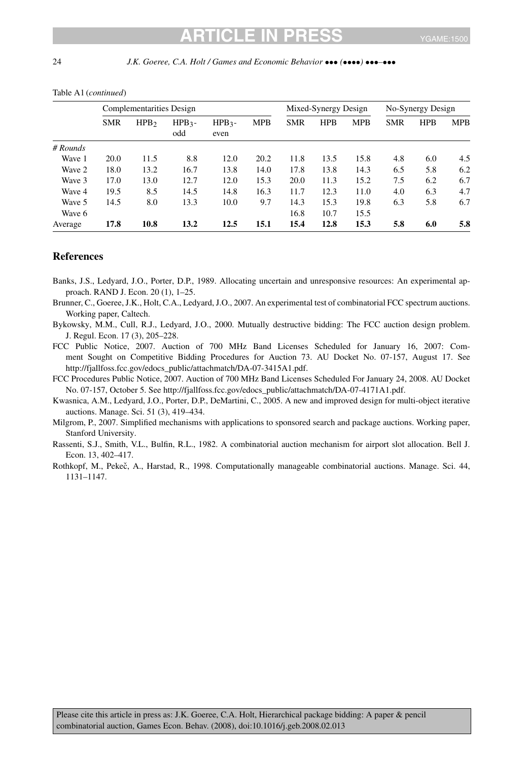Table A1 (*continued*)

| | Complementarities Design | | | | | Mixed-Synergy Design | | | No-Synergy Design | | |
|---|---|---|---|---|---|---|---|---|---|---|---|
| | SMR | $HPB_2$ | $HPB_3$-odd | $HPB_3$-even | MPB | SMR | HPB | MPB | SMR | HPB | MPB |
| *# Rounds* | | | | | | | | | | | |
| Wave 1 | 20.0 | 11.5 | 8.8 | 12.0 | 20.2 | 11.8 | 13.5 | 15.8 | 4.8 | 6.0 | 4.5 |
| Wave 2 | 18.0 | 13.2 | 16.7 | 13.8 | 14.0 | 17.8 | 13.8 | 14.3 | 6.5 | 5.8 | 6.2 |
| Wave 3 | 17.0 | 13.0 | 12.7 | 12.0 | 15.3 | 20.0 | 11.3 | 15.2 | 7.5 | 6.2 | 6.7 |
| Wave 4 | 19.5 | 8.5 | 14.5 | 14.8 | 16.3 | 11.7 | 12.3 | 11.0 | 4.0 | 6.3 | 4.7 |
| Wave 5 | 14.5 | 8.0 | 13.3 | 10.0 | 9.7 | 14.3 | 15.3 | 19.8 | 6.3 | 5.8 | 6.7 |
| Wave 6 | | | | | | 16.8 | 10.7 | 15.5 | | | |
| Average | **17.8** | **10.8** | **13.2** | **12.5** | **15.1** | **15.4** | **12.8** | **15.3** | **5.8** | **6.0** | **5.8** |

## References

Banks, J.S., Ledyard, J.O., Porter, D.P., 1989. Allocating uncertain and unresponsive resources: An experimental approach. RAND J. Econ. 20 (1), 1–25.

Brunner, C., Goeree, J.K., Holt, C.A., Ledyard, J.O., 2007. An experimental test of combinatorial FCC spectrum auctions. Working paper, Caltech.

Bykowsky, M.M., Cull, R.J., Ledyard, J.O., 2000. Mutually destructive bidding: The FCC auction design problem. J. Regul. Econ. 17 (3), 205–228.

FCC Public Notice, 2007. Auction of 700 MHz Band Licenses Scheduled for January 16, 2007: Comment Sought on Competitive Bidding Procedures for Auction 73. AU Docket No. 07-157, August 17. See http://fjallfoss.fcc.gov/edocs_public/attachmatch/DA-07-3415A1.pdf.

FCC Procedures Public Notice, 2007. Auction of 700 MHz Band Licenses Scheduled For January 24, 2008. AU Docket No. 07-157, October 5. See http://fjallfoss.fcc.gov/edocs_public/attachmatch/DA-07-4171A1.pdf.

Kwasnica, A.M., Ledyard, J.O., Porter, D.P., DeMartini, C., 2005. A new and improved design for multi-object iterative auctions. Manage. Sci. 51 (3), 419–434.

Milgrom, P., 2007. Simplified mechanisms with applications to sponsored search and package auctions. Working paper, Stanford University.

Rassenti, S.J., Smith, V.L., Bulfin, R.L., 1982. A combinatorial auction mechanism for airport slot allocation. Bell J. Econ. 13, 402–417.

Rothkopf, M., Pekeč, A., Harstad, R., 1998. Computationally manageable combinatorial auctions. Manage. Sci. 44, 1131–1147.